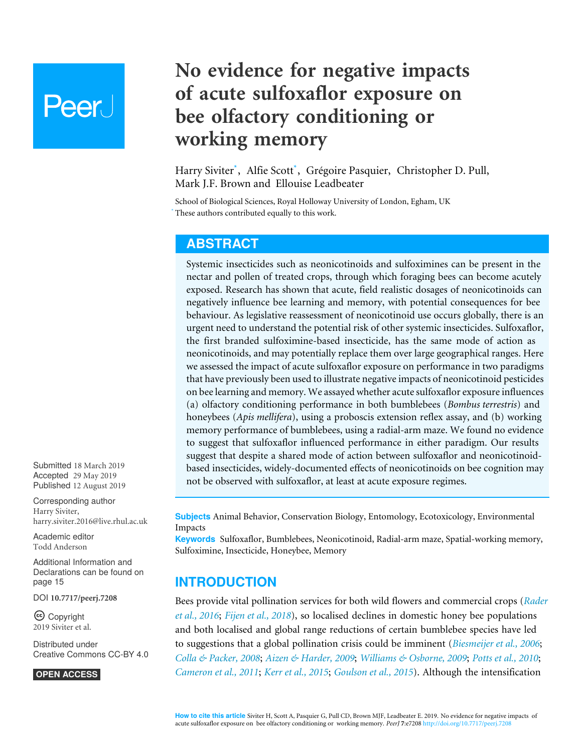# No evidence for negative impacts of acute sulfoxaflor exposure on bee olfactory conditioning or working memory

Harry Siviter*, Alfie Scott*, Grégoire Pasquier, Christopher D. Pull, Mark J.F. Brown and Ellouise Leadbeater

School of Biological Sciences, Royal Holloway University of London, Egham, UK

\* These authors contributed equally to this work.

## ABSTRACT

Systemic insecticides such as neonicotinoids and sulfoximines can be present in the nectar and pollen of treated crops, through which foraging bees can become acutely exposed. Research has shown that acute, field realistic dosages of neonicotinoids can negatively influence bee learning and memory, with potential consequences for bee behaviour. As legislative reassessment of neonicotinoid use occurs globally, there is an urgent need to understand the potential risk of other systemic insecticides. Sulfoxaflor, the first branded sulfoximine-based insecticide, has the same mode of action as neonicotinoids, and may potentially replace them over large geographical ranges. Here we assessed the impact of acute sulfoxaflor exposure on performance in two paradigms that have previously been used to illustrate negative impacts of neonicotinoid pesticides on bee learning and memory. We assayed whether acute sulfoxaflor exposure influences (a) olfactory conditioning performance in both bumblebees (*Bombus terrestris*) and honeybees (*Apis mellifera*), using a proboscis extension reflex assay, and (b) working memory performance of bumblebees, using a radial-arm maze. We found no evidence to suggest that sulfoxaflor influenced performance in either paradigm. Our results suggest that despite a shared mode of action between sulfoxaflor and neonicotinoid-based insecticides, widely-documented effects of neonicotinoids on bee cognition may not be observed with sulfoxaflor, at least at acute exposure regimes.

Submitted 18 March 2019
Accepted 29 May 2019
Published 12 August 2019

Corresponding author
Harry Siviter, harry.siviter.2016@live.rhul.ac.uk

Academic editor
Todd Anderson

Additional Information and Declarations can be found on page 15

DOI 10.7717/peerj.7208

Copyright
2019 Siviter et al.

Distributed under
Creative Commons CC-BY 4.0

OPEN ACCESS

**Subjects** Animal Behavior, Conservation Biology, Entomology, Ecotoxicology, Environmental Impacts

**Keywords** Sulfoxaflor, Bumblebees, Neonicotinoid, Radial-arm maze, Spatial-working memory, Sulfoximine, Insecticide, Honeybee, Memory

## INTRODUCTION

Bees provide vital pollination services for both wild flowers and commercial crops (*Rader et al., 2016*; *Fijen et al., 2018*), so localised declines in domestic honey bee populations and both localised and global range reductions of certain bumblebee species have led to suggestions that a global pollination crisis could be imminent (*Biesmeijer et al., 2006*; *Colla & Packer, 2008*; *Aizen & Harder, 2009*; *Williams & Osborne, 2009*; *Potts et al., 2010*; *Cameron et al., 2011*; *Kerr et al., 2015*; *Goulson et al., 2015*). Although the intensification

**How to cite this article** Siviter H, Scott A, Pasquier G, Pull CD, Brown MJF, Leadbeater E. 2019. No evidence for negative impacts of acute sulfoxaflor exposure on bee olfactory conditioning or working memory. *PeerJ* 7:e7208 http://doi.org/10.7717/peerj.7208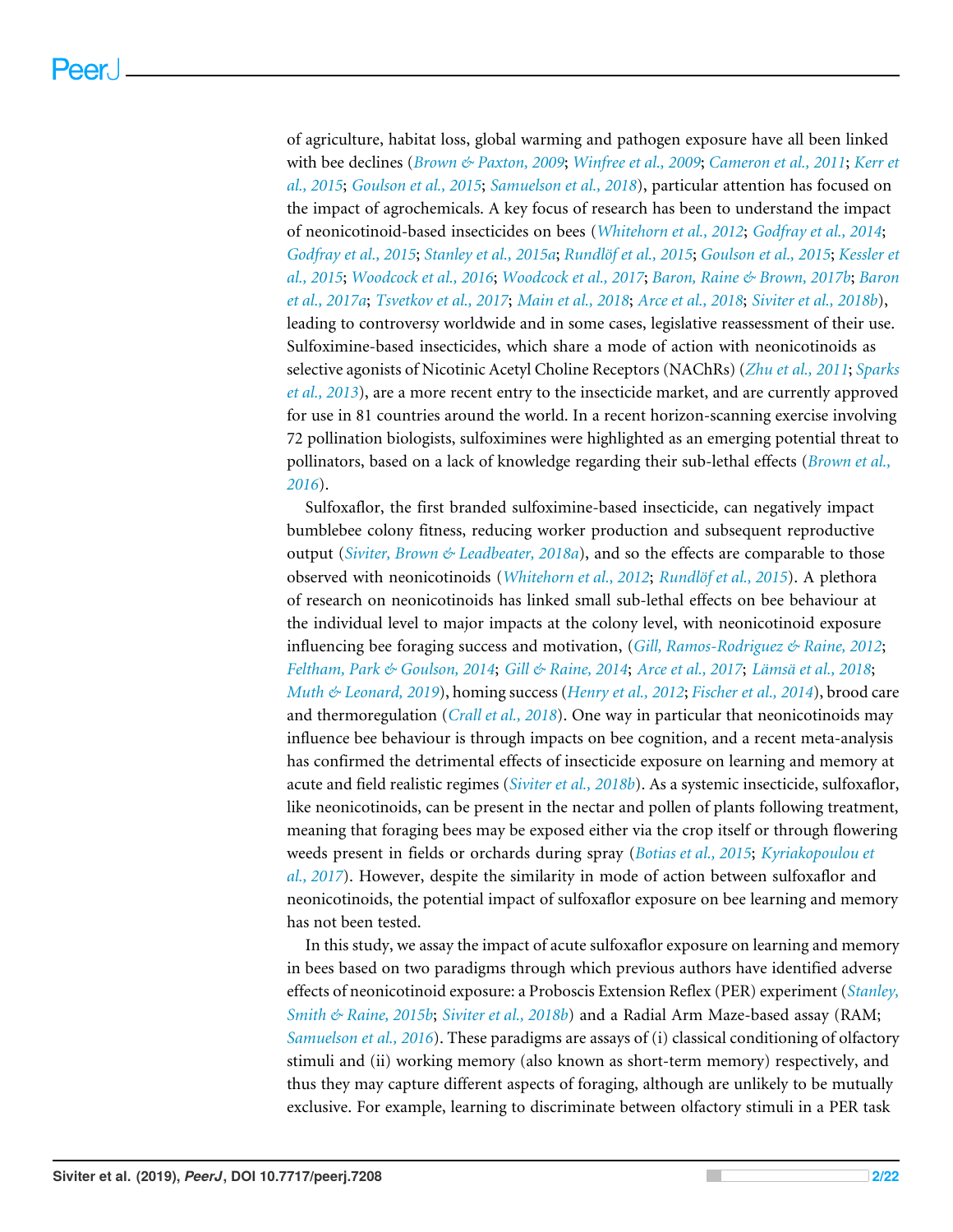of agriculture, habitat loss, global warming and pathogen exposure have all been linked with bee declines (*Brown & Paxton, 2009*; *Winfree et al., 2009*; *Cameron et al., 2011*; *Kerr et al., 2015*; *Goulson et al., 2015*; *Samuelson et al., 2018*), particular attention has focused on the impact of agrochemicals. A key focus of research has been to understand the impact of neonicotinoid-based insecticides on bees (*Whitehorn et al., 2012*; *Godfray et al., 2014*; *Godfray et al., 2015*; *Stanley et al., 2015a*; *Rundlöf et al., 2015*; *Goulson et al., 2015*; *Kessler et al., 2015*; *Woodcock et al., 2016*; *Woodcock et al., 2017*; *Baron, Raine & Brown, 2017b*; *Baron et al., 2017a*; *Tsvetkov et al., 2017*; *Main et al., 2018*; *Arce et al., 2018*; *Siviter et al., 2018b*), leading to controversy worldwide and in some cases, legislative reassessment of their use. Sulfoximine-based insecticides, which share a mode of action with neonicotinoids as selective agonists of Nicotinic Acetyl Choline Receptors (NAChRs) (*Zhu et al., 2011*; *Sparks et al., 2013*), are a more recent entry to the insecticide market, and are currently approved for use in 81 countries around the world. In a recent horizon-scanning exercise involving 72 pollination biologists, sulfoximines were highlighted as an emerging potential threat to pollinators, based on a lack of knowledge regarding their sub-lethal effects (*Brown et al., 2016*).

Sulfoxaflor, the first branded sulfoximine-based insecticide, can negatively impact bumblebee colony fitness, reducing worker production and subsequent reproductive output (*Siviter, Brown & Leadbeater, 2018a*), and so the effects are comparable to those observed with neonicotinoids (*Whitehorn et al., 2012*; *Rundlöf et al., 2015*). A plethora of research on neonicotinoids has linked small sub-lethal effects on bee behaviour at the individual level to major impacts at the colony level, with neonicotinoid exposure influencing bee foraging success and motivation, (*Gill, Ramos-Rodriguez & Raine, 2012*; *Feltham, Park & Goulson, 2014*; *Gill & Raine, 2014*; *Arce et al., 2017*; *Lämsä et al., 2018*; *Muth & Leonard, 2019*), homing success (*Henry et al., 2012*; *Fischer et al., 2014*), brood care and thermoregulation (*Crall et al., 2018*). One way in particular that neonicotinoids may influence bee behaviour is through impacts on bee cognition, and a recent meta-analysis has confirmed the detrimental effects of insecticide exposure on learning and memory at acute and field realistic regimes (*Siviter et al., 2018b*). As a systemic insecticide, sulfoxaflor, like neonicotinoids, can be present in the nectar and pollen of plants following treatment, meaning that foraging bees may be exposed either via the crop itself or through flowering weeds present in fields or orchards during spray (*Botias et al., 2015*; *Kyriakopoulou et al., 2017*). However, despite the similarity in mode of action between sulfoxaflor and neonicotinoids, the potential impact of sulfoxaflor exposure on bee learning and memory has not been tested.

In this study, we assay the impact of acute sulfoxaflor exposure on learning and memory in bees based on two paradigms through which previous authors have identified adverse effects of neonicotinoid exposure: a Proboscis Extension Reflex (PER) experiment (*Stanley, Smith & Raine, 2015b*; *Siviter et al., 2018b*) and a Radial Arm Maze-based assay (RAM; *Samuelson et al., 2016*). These paradigms are assays of (i) classical conditioning of olfactory stimuli and (ii) working memory (also known as short-term memory) respectively, and thus they may capture different aspects of foraging, although are unlikely to be mutually exclusive. For example, learning to discriminate between olfactory stimuli in a PER task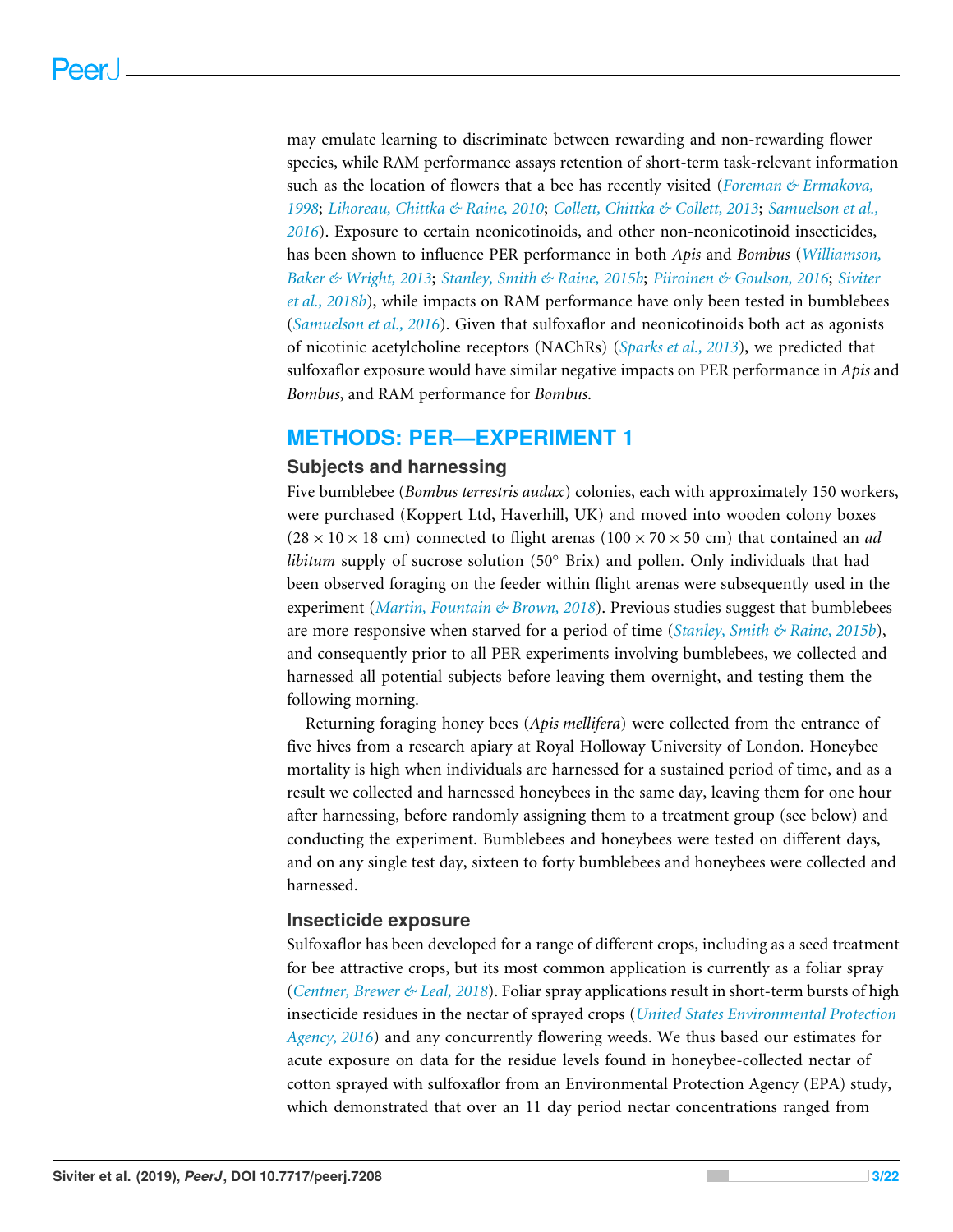may emulate learning to discriminate between rewarding and non-rewarding flower species, while RAM performance assays retention of short-term task-relevant information such as the location of flowers that a bee has recently visited (Foreman & Ermakova, 1998; Lihoreau, Chittka & Raine, 2010; Collett, Chittka & Collett, 2013; Samuelson et al., 2016). Exposure to certain neonicotinoids, and other non-neonicotinoid insecticides, has been shown to influence PER performance in both *Apis* and *Bombus* (Williamson, Baker & Wright, 2013; Stanley, Smith & Raine, 2015b; Piiroinen & Goulson, 2016; Siviter et al., 2018b), while impacts on RAM performance have only been tested in bumblebees (Samuelson et al., 2016). Given that sulfoxaflor and neonicotinoids both act as agonists of nicotinic acetylcholine receptors (NAChRs) (Sparks et al., 2013), we predicted that sulfoxaflor exposure would have similar negative impacts on PER performance in *Apis* and *Bombus*, and RAM performance for *Bombus*.

## METHODS: PER—EXPERIMENT 1

### Subjects and harnessing

Five bumblebee (*Bombus terrestris audax*) colonies, each with approximately 150 workers, were purchased (Koppert Ltd, Haverhill, UK) and moved into wooden colony boxes ($28 \times 10 \times 18$ cm) connected to flight arenas ($100 \times 70 \times 50$ cm) that contained an *ad libitum* supply of sucrose solution (50° Brix) and pollen. Only individuals that had been observed foraging on the feeder within flight arenas were subsequently used in the experiment (Martin, Fountain & Brown, 2018). Previous studies suggest that bumblebees are more responsive when starved for a period of time (Stanley, Smith & Raine, 2015b), and consequently prior to all PER experiments involving bumblebees, we collected and harnessed all potential subjects before leaving them overnight, and testing them the following morning.

Returning foraging honey bees (*Apis mellifera*) were collected from the entrance of five hives from a research apiary at Royal Holloway University of London. Honeybee mortality is high when individuals are harnessed for a sustained period of time, and as a result we collected and harnessed honeybees in the same day, leaving them for one hour after harnessing, before randomly assigning them to a treatment group (see below) and conducting the experiment. Bumblebees and honeybees were tested on different days, and on any single test day, sixteen to forty bumblebees and honeybees were collected and harnessed.

### Insecticide exposure

Sulfoxaflor has been developed for a range of different crops, including as a seed treatment for bee attractive crops, but its most common application is currently as a foliar spray (Centner, Brewer & Leal, 2018). Foliar spray applications result in short-term bursts of high insecticide residues in the nectar of sprayed crops (United States Environmental Protection Agency, 2016) and any concurrently flowering weeds. We thus based our estimates for acute exposure on data for the residue levels found in honeybee-collected nectar of cotton sprayed with sulfoxaflor from an Environmental Protection Agency (EPA) study, which demonstrated that over an 11 day period nectar concentrations ranged from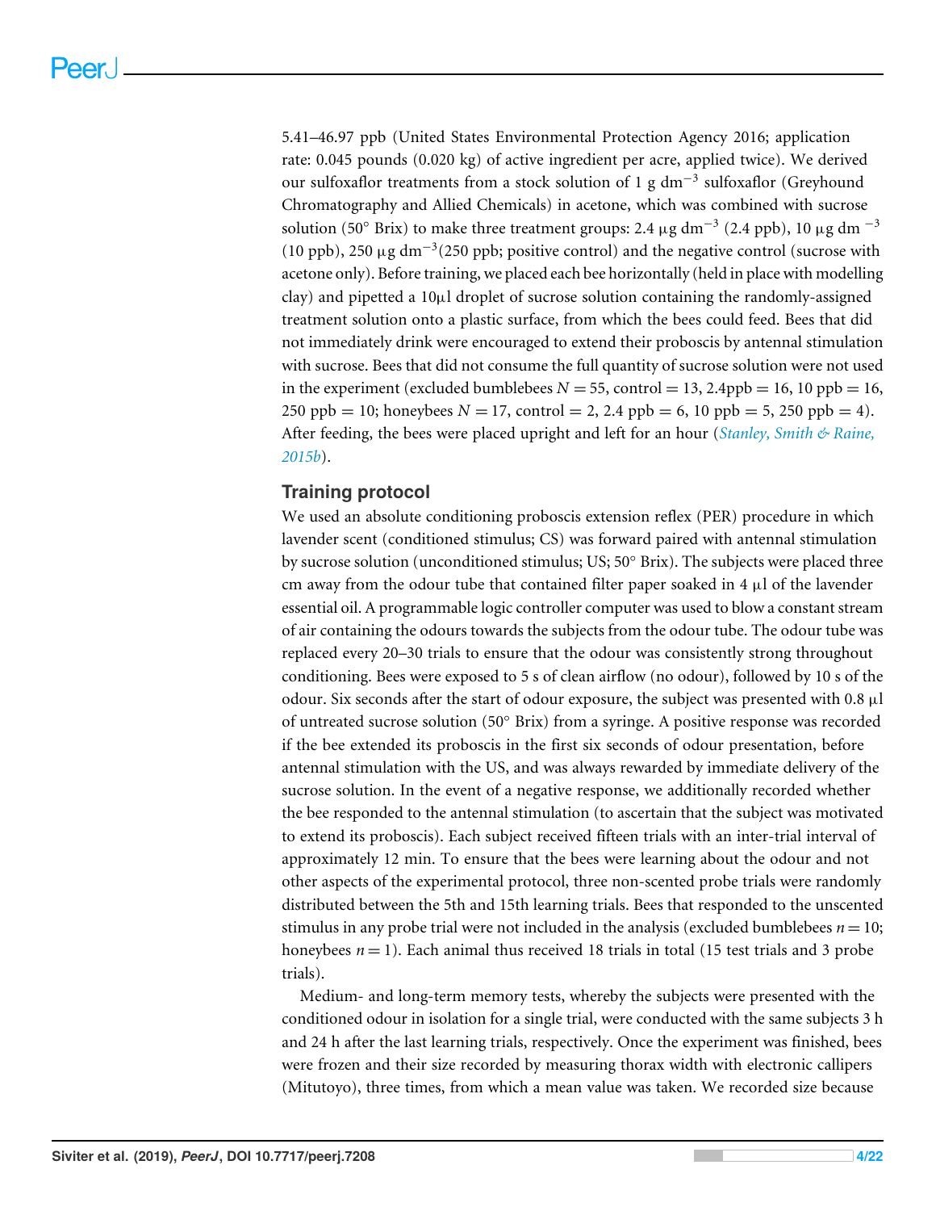5.41–46.97 ppb (United States Environmental Protection Agency 2016; application rate: 0.045 pounds (0.020 kg) of active ingredient per acre, applied twice). We derived our sulfoxaflor treatments from a stock solution of 1 g $dm^{-3}$ sulfoxaflor (Greyhound Chromatography and Allied Chemicals) in acetone, which was combined with sucrose solution (50° Brix) to make three treatment groups: 2.4 μg $dm^{-3}$ (2.4 ppb), 10 μg $dm^{-3}$ (10 ppb), 250 μg $dm^{-3}$(250 ppb; positive control) and the negative control (sucrose with acetone only). Before training, we placed each bee horizontally (held in place with modelling clay) and pipetted a 10μl droplet of sucrose solution containing the randomly-assigned treatment solution onto a plastic surface, from which the bees could feed. Bees that did not immediately drink were encouraged to extend their proboscis by antennal stimulation with sucrose. Bees that did not consume the full quantity of sucrose solution were not used in the experiment (excluded bumblebees $N = 55$, control = 13, 2.4ppb = 16, 10 ppb = 16, 250 ppb = 10; honeybees $N = 17$, control = 2, 2.4 ppb = 6, 10 ppb = 5, 250 ppb = 4). After feeding, the bees were placed upright and left for an hour (*Stanley, Smith & Raine, 2015b*).

## Training protocol

We used an absolute conditioning proboscis extension reflex (PER) procedure in which lavender scent (conditioned stimulus; CS) was forward paired with antennal stimulation by sucrose solution (unconditioned stimulus; US; 50° Brix). The subjects were placed three cm away from the odour tube that contained filter paper soaked in 4 μl of the lavender essential oil. A programmable logic controller computer was used to blow a constant stream of air containing the odours towards the subjects from the odour tube. The odour tube was replaced every 20–30 trials to ensure that the odour was consistently strong throughout conditioning. Bees were exposed to 5 s of clean airflow (no odour), followed by 10 s of the odour. Six seconds after the start of odour exposure, the subject was presented with 0.8 μl of untreated sucrose solution (50° Brix) from a syringe. A positive response was recorded if the bee extended its proboscis in the first six seconds of odour presentation, before antennal stimulation with the US, and was always rewarded by immediate delivery of the sucrose solution. In the event of a negative response, we additionally recorded whether the bee responded to the antennal stimulation (to ascertain that the subject was motivated to extend its proboscis). Each subject received fifteen trials with an inter-trial interval of approximately 12 min. To ensure that the bees were learning about the odour and not other aspects of the experimental protocol, three non-scented probe trials were randomly distributed between the 5th and 15th learning trials. Bees that responded to the unscented stimulus in any probe trial were not included in the analysis (excluded bumblebees $n = 10$; honeybees $n = 1$). Each animal thus received 18 trials in total (15 test trials and 3 probe trials).

Medium- and long-term memory tests, whereby the subjects were presented with the conditioned odour in isolation for a single trial, were conducted with the same subjects 3 h and 24 h after the last learning trials, respectively. Once the experiment was finished, bees were frozen and their size recorded by measuring thorax width with electronic callipers (Mitutoyo), three times, from which a mean value was taken. We recorded size because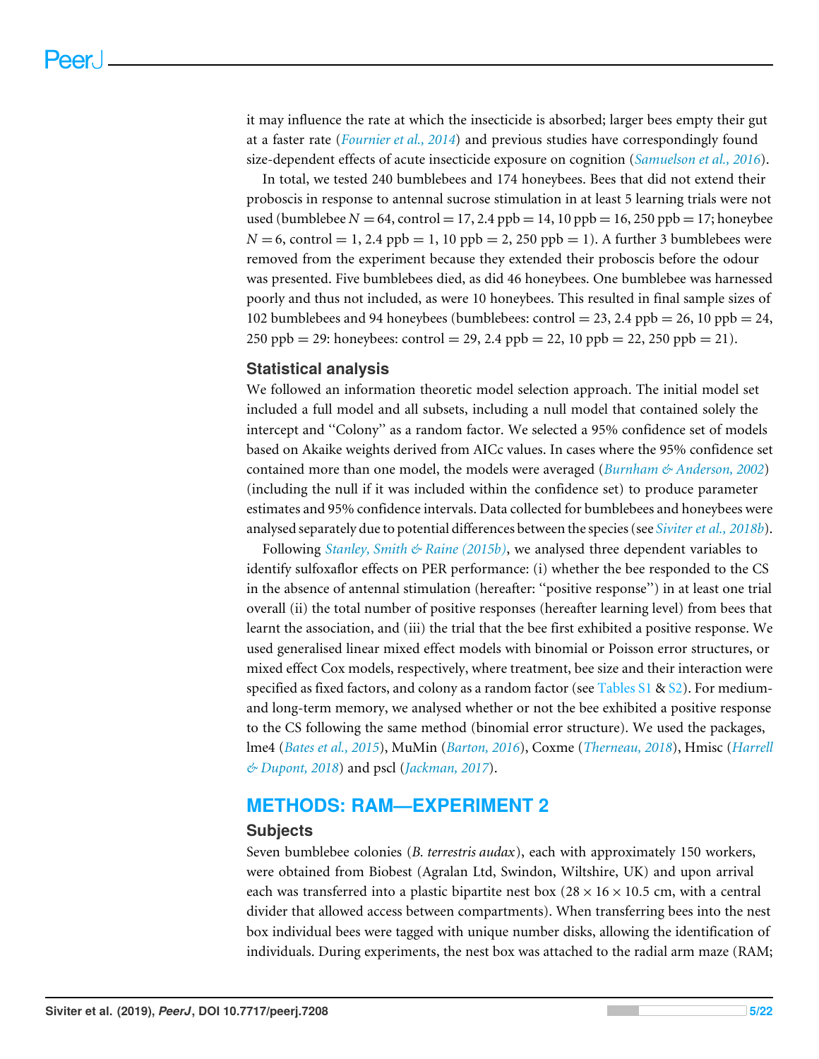it may influence the rate at which the insecticide is absorbed; larger bees empty their gut at a faster rate (*Fournier et al., 2014*) and previous studies have correspondingly found size-dependent effects of acute insecticide exposure on cognition (*Samuelson et al., 2016*).

In total, we tested 240 bumblebees and 174 honeybees. Bees that did not extend their proboscis in response to antennal sucrose stimulation in at least 5 learning trials were not used (bumblebee $N = 64$, control = 17, 2.4 ppb = 14, 10 ppb = 16, 250 ppb = 17; honeybee $N = 6$, control = 1, 2.4 ppb = 1, 10 ppb = 2, 250 ppb = 1). A further 3 bumblebees were removed from the experiment because they extended their proboscis before the odour was presented. Five bumblebees died, as did 46 honeybees. One bumblebee was harnessed poorly and thus not included, as were 10 honeybees. This resulted in final sample sizes of 102 bumblebees and 94 honeybees (bumblebees: control = 23, 2.4 ppb = 26, 10 ppb = 24, 250 ppb = 29: honeybees: control = 29, 2.4 ppb = 22, 10 ppb = 22, 250 ppb = 21).

### Statistical analysis

We followed an information theoretic model selection approach. The initial model set included a full model and all subsets, including a null model that contained solely the intercept and "Colony" as a random factor. We selected a 95% confidence set of models based on Akaike weights derived from AICc values. In cases where the 95% confidence set contained more than one model, the models were averaged (*Burnham & Anderson, 2002*) (including the null if it was included within the confidence set) to produce parameter estimates and 95% confidence intervals. Data collected for bumblebees and honeybees were analysed separately due to potential differences between the species (see *Siviter et al., 2018b*).

Following *Stanley, Smith & Raine (2015b)*, we analysed three dependent variables to identify sulfoxaflor effects on PER performance: (i) whether the bee responded to the CS in the absence of antennal stimulation (hereafter: "positive response") in at least one trial overall (ii) the total number of positive responses (hereafter learning level) from bees that learnt the association, and (iii) the trial that the bee first exhibited a positive response. We used generalised linear mixed effect models with binomial or Poisson error structures, or mixed effect Cox models, respectively, where treatment, bee size and their interaction were specified as fixed factors, and colony as a random factor (see Tables S1 & S2). For medium- and long-term memory, we analysed whether or not the bee exhibited a positive response to the CS following the same method (binomial error structure). We used the packages, lme4 (*Bates et al., 2015*), MuMin (*Barton, 2016*), Coxme (*Therneau, 2018*), Hmisc (*Harrell & Dupont, 2018*) and pscl (*Jackman, 2017*).

## METHODS: RAM—EXPERIMENT 2

### Subjects

Seven bumblebee colonies (*B. terrestris audax*), each with approximately 150 workers, were obtained from Biobest (Agralan Ltd, Swindon, Wiltshire, UK) and upon arrival each was transferred into a plastic bipartite nest box ($28 \times 16 \times 10.5$ cm, with a central divider that allowed access between compartments). When transferring bees into the nest box individual bees were tagged with unique number disks, allowing the identification of individuals. During experiments, the nest box was attached to the radial arm maze (RAM;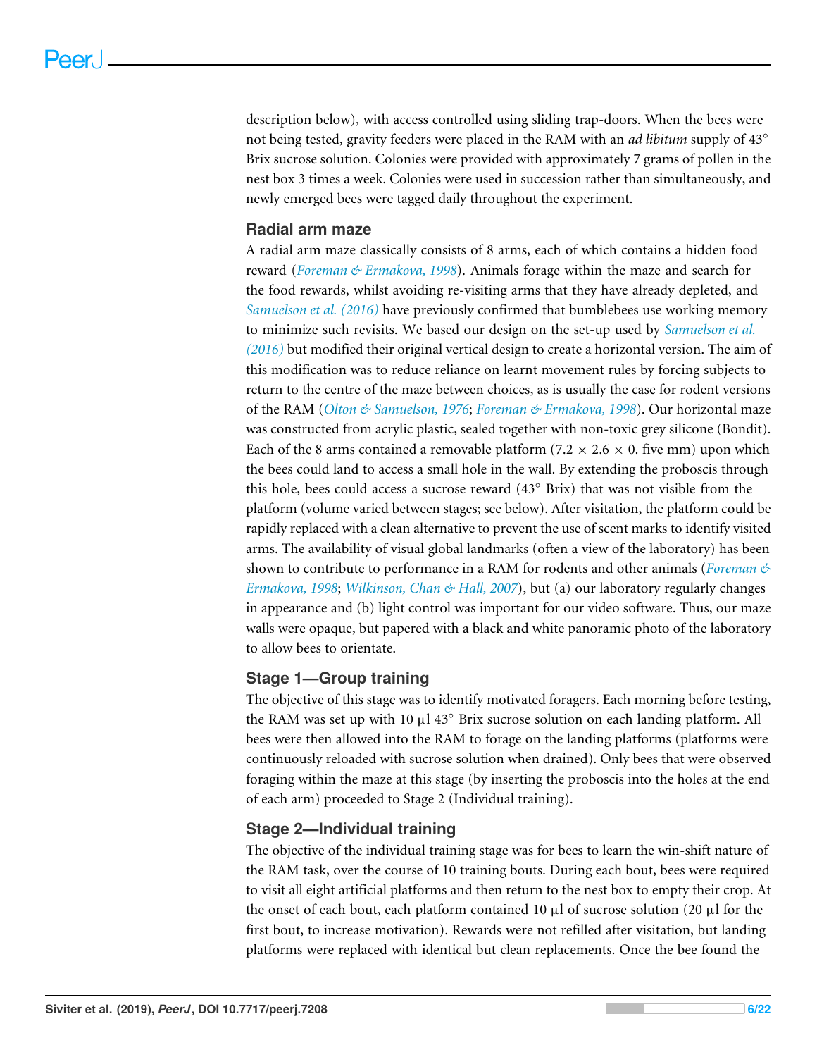description below), with access controlled using sliding trap-doors. When the bees were not being tested, gravity feeders were placed in the RAM with an *ad libitum* supply of 43° Brix sucrose solution. Colonies were provided with approximately 7 grams of pollen in the nest box 3 times a week. Colonies were used in succession rather than simultaneously, and newly emerged bees were tagged daily throughout the experiment.

## Radial arm maze

A radial arm maze classically consists of 8 arms, each of which contains a hidden food reward (*Foreman & Ermakova, 1998*). Animals forage within the maze and search for the food rewards, whilst avoiding re-visiting arms that they have already depleted, and *Samuelson et al. (2016)* have previously confirmed that bumblebees use working memory to minimize such revisits. We based our design on the set-up used by *Samuelson et al. (2016)* but modified their original vertical design to create a horizontal version. The aim of this modification was to reduce reliance on learnt movement rules by forcing subjects to return to the centre of the maze between choices, as is usually the case for rodent versions of the RAM (*Olton & Samuelson, 1976*; *Foreman & Ermakova, 1998*). Our horizontal maze was constructed from acrylic plastic, sealed together with non-toxic grey silicone (Bondit). Each of the 8 arms contained a removable platform (7.2 × 2.6 × 0. five mm) upon which the bees could land to access a small hole in the wall. By extending the proboscis through this hole, bees could access a sucrose reward (43° Brix) that was not visible from the platform (volume varied between stages; see below). After visitation, the platform could be rapidly replaced with a clean alternative to prevent the use of scent marks to identify visited arms. The availability of visual global landmarks (often a view of the laboratory) has been shown to contribute to performance in a RAM for rodents and other animals (*Foreman & Ermakova, 1998*; *Wilkinson, Chan & Hall, 2007*), but (a) our laboratory regularly changes in appearance and (b) light control was important for our video software. Thus, our maze walls were opaque, but papered with a black and white panoramic photo of the laboratory to allow bees to orientate.

## Stage 1—Group training

The objective of this stage was to identify motivated foragers. Each morning before testing, the RAM was set up with 10 μl 43° Brix sucrose solution on each landing platform. All bees were then allowed into the RAM to forage on the landing platforms (platforms were continuously reloaded with sucrose solution when drained). Only bees that were observed foraging within the maze at this stage (by inserting the proboscis into the holes at the end of each arm) proceeded to Stage 2 (Individual training).

## Stage 2—Individual training

The objective of the individual training stage was for bees to learn the win-shift nature of the RAM task, over the course of 10 training bouts. During each bout, bees were required to visit all eight artificial platforms and then return to the nest box to empty their crop. At the onset of each bout, each platform contained 10 μl of sucrose solution (20 μl for the first bout, to increase motivation). Rewards were not refilled after visitation, but landing platforms were replaced with identical but clean replacements. Once the bee found the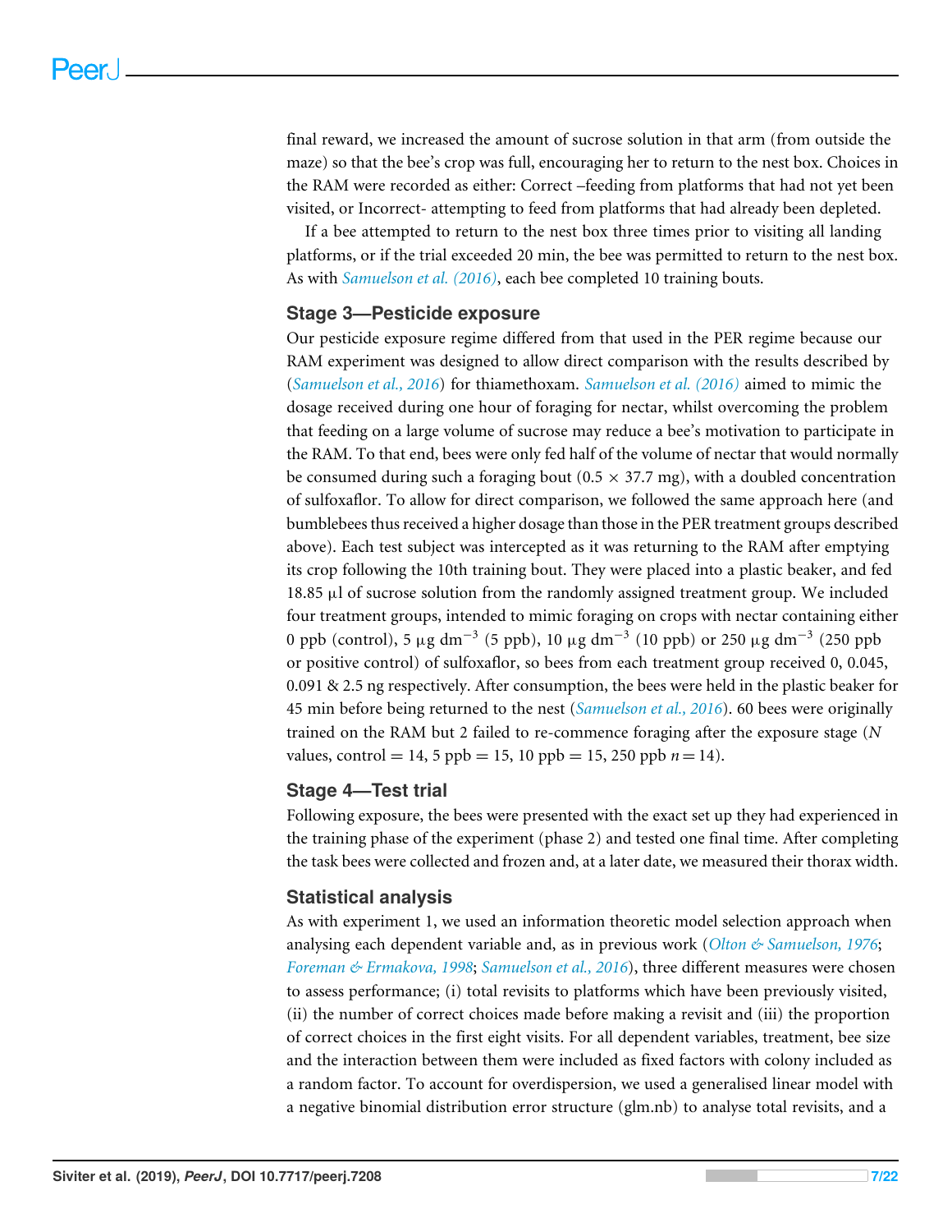final reward, we increased the amount of sucrose solution in that arm (from outside the maze) so that the bee's crop was full, encouraging her to return to the nest box. Choices in the RAM were recorded as either: Correct –feeding from platforms that had not yet been visited, or Incorrect- attempting to feed from platforms that had already been depleted.

If a bee attempted to return to the nest box three times prior to visiting all landing platforms, or if the trial exceeded 20 min, the bee was permitted to return to the nest box. As with *Samuelson et al. (2016)*, each bee completed 10 training bouts.

### Stage 3—Pesticide exposure

Our pesticide exposure regime differed from that used in the PER regime because our RAM experiment was designed to allow direct comparison with the results described by (*Samuelson et al., 2016*) for thiamethoxam. *Samuelson et al. (2016)* aimed to mimic the dosage received during one hour of foraging for nectar, whilst overcoming the problem that feeding on a large volume of sucrose may reduce a bee's motivation to participate in the RAM. To that end, bees were only fed half of the volume of nectar that would normally be consumed during such a foraging bout ($0.5 \times 37.7$ mg), with a doubled concentration of sulfoxaflor. To allow for direct comparison, we followed the same approach here (and bumblebees thus received a higher dosage than those in the PER treatment groups described above). Each test subject was intercepted as it was returning to the RAM after emptying its crop following the 10th training bout. They were placed into a plastic beaker, and fed 18.85 μl of sucrose solution from the randomly assigned treatment group. We included four treatment groups, intended to mimic foraging on crops with nectar containing either 0 ppb (control), 5 $\mu g\ dm^{-3}$ (5 ppb), 10 $\mu g\ dm^{-3}$ (10 ppb) or 250 $\mu g\ dm^{-3}$ (250 ppb or positive control) of sulfoxaflor, so bees from each treatment group received 0, 0.045, 0.091 & 2.5 ng respectively. After consumption, the bees were held in the plastic beaker for 45 min before being returned to the nest (*Samuelson et al., 2016*). 60 bees were originally trained on the RAM but 2 failed to re-commence foraging after the exposure stage ($N$ values, control = 14, 5 ppb = 15, 10 ppb = 15, 250 ppb $n$ = 14).

### Stage 4—Test trial

Following exposure, the bees were presented with the exact set up they had experienced in the training phase of the experiment (phase 2) and tested one final time. After completing the task bees were collected and frozen and, at a later date, we measured their thorax width.

### Statistical analysis

As with experiment 1, we used an information theoretic model selection approach when analysing each dependent variable and, as in previous work (*Olton & Samuelson, 1976*; *Foreman & Ermakova, 1998*; *Samuelson et al., 2016*), three different measures were chosen to assess performance; (i) total revisits to platforms which have been previously visited, (ii) the number of correct choices made before making a revisit and (iii) the proportion of correct choices in the first eight visits. For all dependent variables, treatment, bee size and the interaction between them were included as fixed factors with colony included as a random factor. To account for overdispersion, we used a generalised linear model with a negative binomial distribution error structure (glm.nb) to analyse total revisits, and a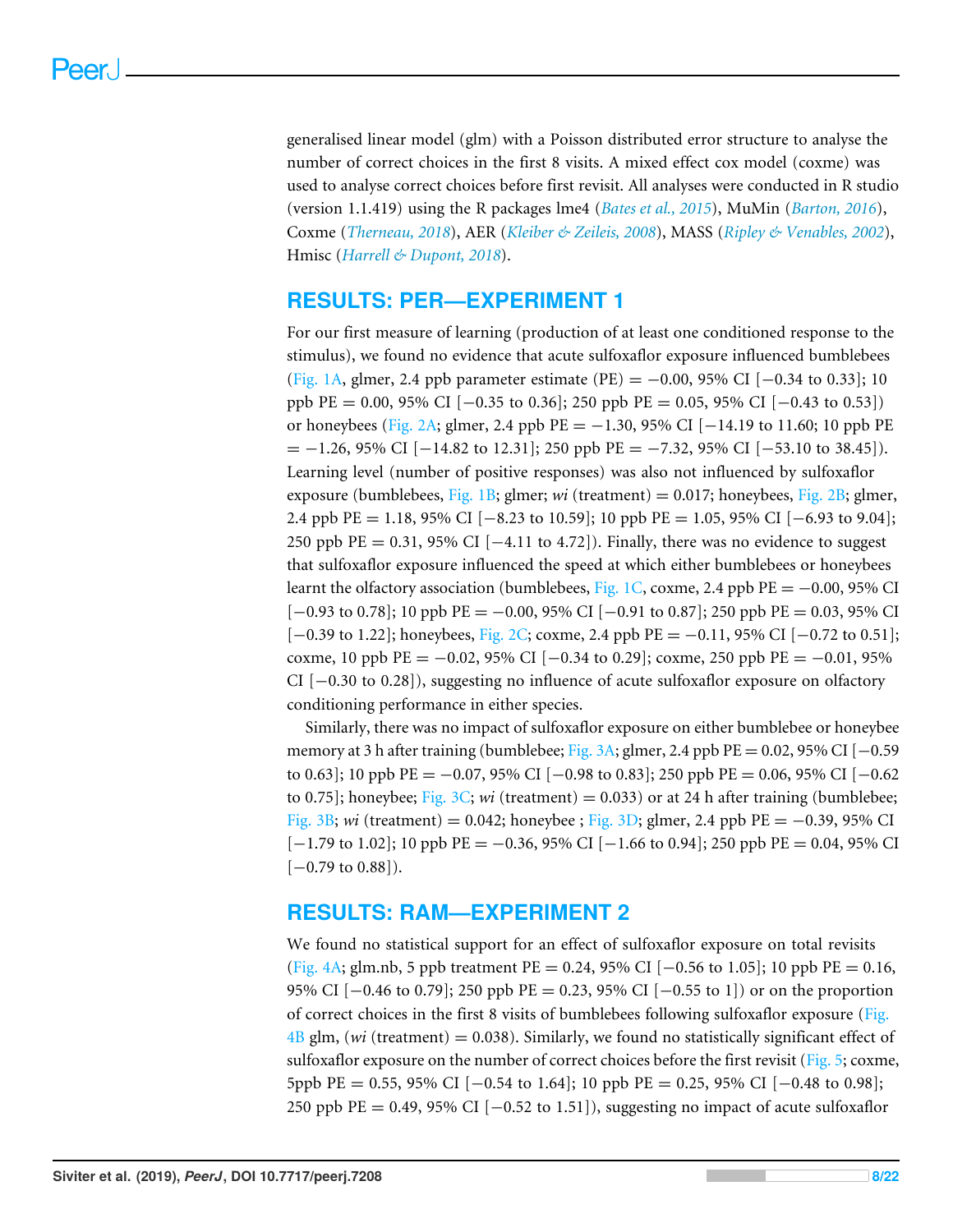generalised linear model (glm) with a Poisson distributed error structure to analyse the number of correct choices in the first 8 visits. A mixed effect cox model (coxme) was used to analyse correct choices before first revisit. All analyses were conducted in R studio (version 1.1.419) using the R packages lme4 (*Bates et al., 2015*), MuMin (*Barton, 2016*), Coxme (*Therneau, 2018*), AER (*Kleiber & Zeileis, 2008*), MASS (*Ripley & Venables, 2002*), Hmisc (*Harrell & Dupont, 2018*).

## RESULTS: PER—EXPERIMENT 1

For our first measure of learning (production of at least one conditioned response to the stimulus), we found no evidence that acute sulfoxaflor exposure influenced bumblebees (Fig. 1A, glmer, 2.4 ppb parameter estimate (PE) = −0.00, 95% CI [−0.34 to 0.33]; 10 ppb PE = 0.00, 95% CI [−0.35 to 0.36]; 250 ppb PE = 0.05, 95% CI [−0.43 to 0.53]) or honeybees (Fig. 2A; glmer, 2.4 ppb PE = −1.30, 95% CI [−14.19 to 11.60; 10 ppb PE = −1.26, 95% CI [−14.82 to 12.31]; 250 ppb PE = −7.32, 95% CI [−53.10 to 38.45]). Learning level (number of positive responses) was also not influenced by sulfoxaflor exposure (bumblebees, Fig. 1B; glmer; *wi* (treatment) = 0.017; honeybees, Fig. 2B; glmer, 2.4 ppb PE = 1.18, 95% CI [−8.23 to 10.59]; 10 ppb PE = 1.05, 95% CI [−6.93 to 9.04]; 250 ppb PE = 0.31, 95% CI [−4.11 to 4.72]). Finally, there was no evidence to suggest that sulfoxaflor exposure influenced the speed at which either bumblebees or honeybees learnt the olfactory association (bumblebees, Fig. 1C, coxme, 2.4 ppb PE = −0.00, 95% CI [−0.93 to 0.78]; 10 ppb PE = −0.00, 95% CI [−0.91 to 0.87]; 250 ppb PE = 0.03, 95% CI [−0.39 to 1.22]; honeybees, Fig. 2C; coxme, 2.4 ppb PE = −0.11, 95% CI [−0.72 to 0.51]; coxme, 10 ppb PE = −0.02, 95% CI [−0.34 to 0.29]; coxme, 250 ppb PE = −0.01, 95% CI [−0.30 to 0.28]), suggesting no influence of acute sulfoxaflor exposure on olfactory conditioning performance in either species.

Similarly, there was no impact of sulfoxaflor exposure on either bumblebee or honeybee memory at 3 h after training (bumblebee; Fig. 3A; glmer, 2.4 ppb PE = 0.02, 95% CI [−0.59 to 0.63]; 10 ppb PE = −0.07, 95% CI [−0.98 to 0.83]; 250 ppb PE = 0.06, 95% CI [−0.62 to 0.75]; honeybee; Fig. 3C; *wi* (treatment) = 0.033) or at 24 h after training (bumblebee; Fig. 3B; *wi* (treatment) = 0.042; honeybee ; Fig. 3D; glmer, 2.4 ppb PE = −0.39, 95% CI [−1.79 to 1.02]; 10 ppb PE = −0.36, 95% CI [−1.66 to 0.94]; 250 ppb PE = 0.04, 95% CI [−0.79 to 0.88]).

## RESULTS: RAM—EXPERIMENT 2

We found no statistical support for an effect of sulfoxaflor exposure on total revisits (Fig. 4A; glm.nb, 5 ppb treatment PE = 0.24, 95% CI [−0.56 to 1.05]; 10 ppb PE = 0.16, 95% CI [−0.46 to 0.79]; 250 ppb PE = 0.23, 95% CI [−0.55 to 1]) or on the proportion of correct choices in the first 8 visits of bumblebees following sulfoxaflor exposure (Fig. 4B glm, (*wi* (treatment) = 0.038). Similarly, we found no statistically significant effect of sulfoxaflor exposure on the number of correct choices before the first revisit (Fig. 5; coxme, 5ppb PE = 0.55, 95% CI [−0.54 to 1.64]; 10 ppb PE = 0.25, 95% CI [−0.48 to 0.98]; 250 ppb PE = 0.49, 95% CI [−0.52 to 1.51]), suggesting no impact of acute sulfoxaflor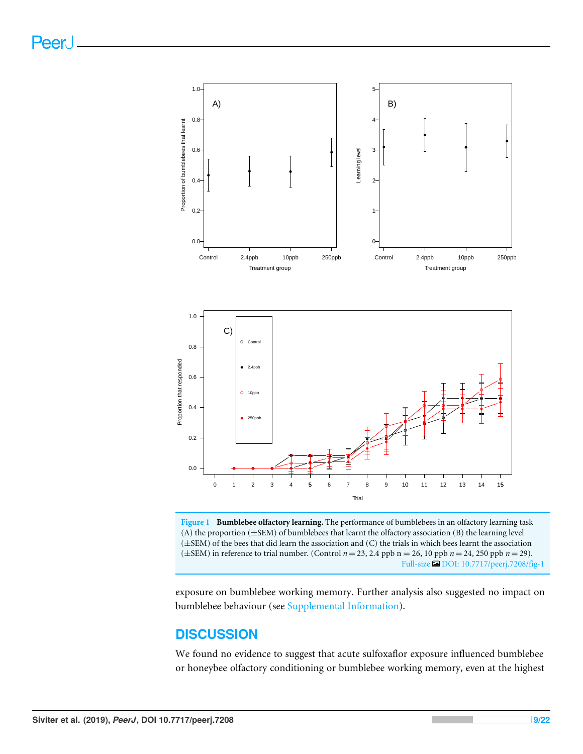Figure 1 **Bumblebee olfactory learning.** The performance of bumblebees in an olfactory learning task (A) the proportion (±SEM) of bumblebees that learnt the olfactory association (B) the learning level (±SEM) of the bees that did learn the association and (C) the trials in which bees learnt the association (±SEM) in reference to trial number. (Control $n = 23$, 2.4 ppb n = 26, 10 ppb $n = 24$, 250 ppb $n = 29$).

Full-size DOI: 10.7717/peerj.7208/fig-1

exposure on bumblebee working memory. Further analysis also suggested no impact on bumblebee behaviour (see Supplemental Information).

## DISCUSSION

We found no evidence to suggest that acute sulfoxaflor exposure influenced bumblebee or honeybee olfactory conditioning or bumblebee working memory, even at the highest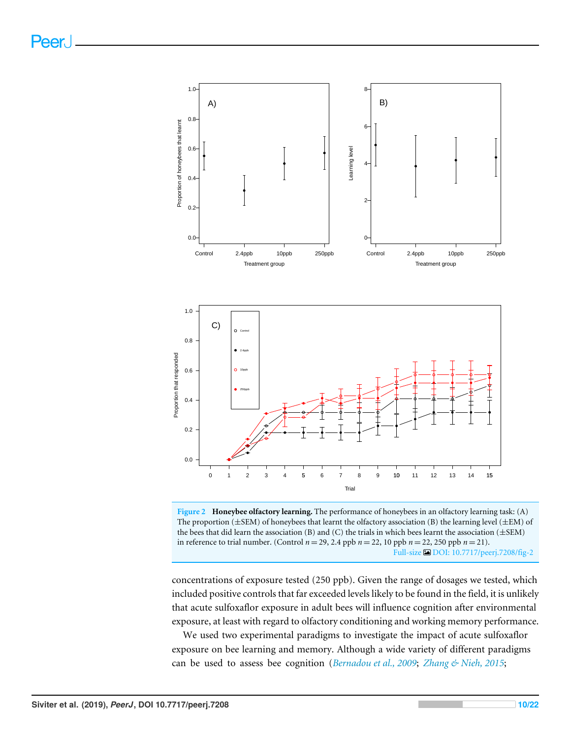**Figure 2 Honeybee olfactory learning.** The performance of honeybees in an olfactory learning task: (A) The proportion (±SEM) of honeybees that learnt the olfactory association (B) the learning level (±EM) of the bees that did learn the association (B) and (C) the trials in which bees learnt the association (±SEM) in reference to trial number. (Control $n = 29$, 2.4 ppb $n = 22$, 10 ppb $n = 22$, 250 ppb $n = 21$).

Full-size DOI: 10.7717/peerj.7208/fig-2

concentrations of exposure tested (250 ppb). Given the range of dosages we tested, which included positive controls that far exceeded levels likely to be found in the field, it is unlikely that acute sulfoxaflor exposure in adult bees will influence cognition after environmental exposure, at least with regard to olfactory conditioning and working memory performance.

We used two experimental paradigms to investigate the impact of acute sulfoxaflor exposure on bee learning and memory. Although a wide variety of different paradigms can be used to assess bee cognition (*Bernadou et al., 2009*; *Zhang & Nieh, 2015*;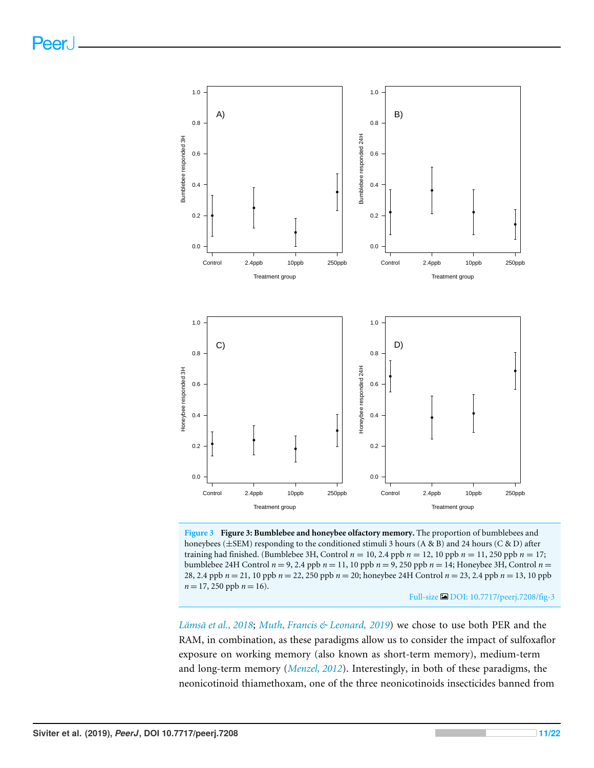**Figure 3** **Figure 3: Bumblebee and honeybee olfactory memory.** The proportion of bumblebees and honeybees (±SEM) responding to the conditioned stimuli 3 hours (A & B) and 24 hours (C & D) after training had finished. (Bumblebee 3H, Control $n = 10$, 2.4 ppb $n = 12$, 10 ppb $n = 11$, 250 ppb $n = 17$; bumblebee 24H Control $n = 9$, 2.4 ppb $n = 11$, 10 ppb $n = 9$, 250 ppb $n = 14$; Honeybee 3H, Control $n = 28$, 2.4 ppb $n = 21$, 10 ppb $n = 22$, 250 ppb $n = 20$; honeybee 24H Control $n = 23$, 2.4 ppb $n = 13$, 10 ppb $n = 17$, 250 ppb $n = 16$).

Full-size DOI: 10.7717/peerj.7208/fig-3

*Lämsä et al., 2018*; *Muth, Francis & Leonard, 2019*) we chose to use both PER and the RAM, in combination, as these paradigms allow us to consider the impact of sulfoxaflor exposure on working memory (also known as short-term memory), medium-term and long-term memory (*Menzel, 2012*). Interestingly, in both of these paradigms, the neonicotinoid thiamethoxam, one of the three neonicotinoids insecticides banned from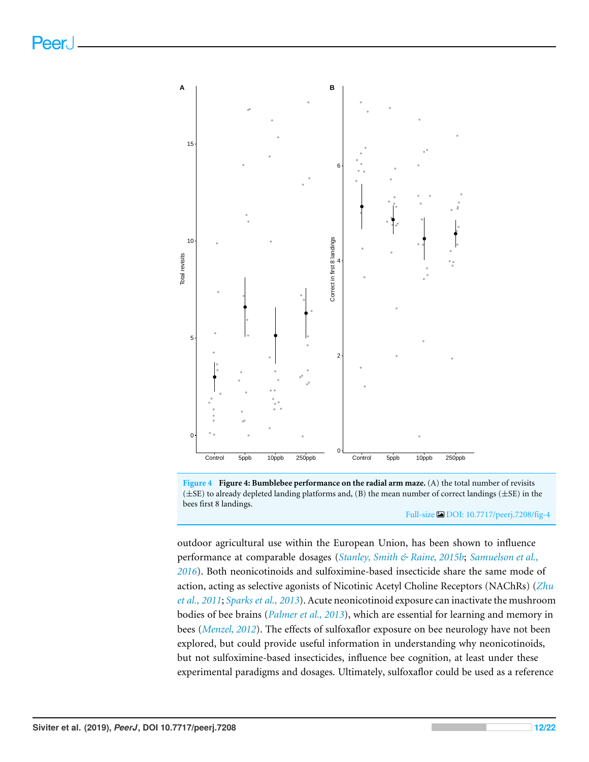**Figure 4** **Figure 4: Bumblebee performance on the radial arm maze.** (A) the total number of revisits (±SE) to already depleted landing platforms and, (B) the mean number of correct landings (±SE) in the bees first 8 landings.

Full-size DOI: 10.7717/peerj.7208/fig-4

outdoor agricultural use within the European Union, has been shown to influence performance at comparable dosages (*Stanley, Smith & Raine, 2015b*; *Samuelson et al., 2016*). Both neonicotinoids and sulfoximine-based insecticide share the same mode of action, acting as selective agonists of Nicotinic Acetyl Choline Receptors (NAChRs) (*Zhu et al., 2011*; *Sparks et al., 2013*). Acute neonicotinoid exposure can inactivate the mushroom bodies of bee brains (*Palmer et al., 2013*), which are essential for learning and memory in bees (*Menzel, 2012*). The effects of sulfoxaflor exposure on bee neurology have not been explored, but could provide useful information in understanding why neonicotinoids, but not sulfoximine-based insecticides, influence bee cognition, at least under these experimental paradigms and dosages. Ultimately, sulfoxaflor could be used as a reference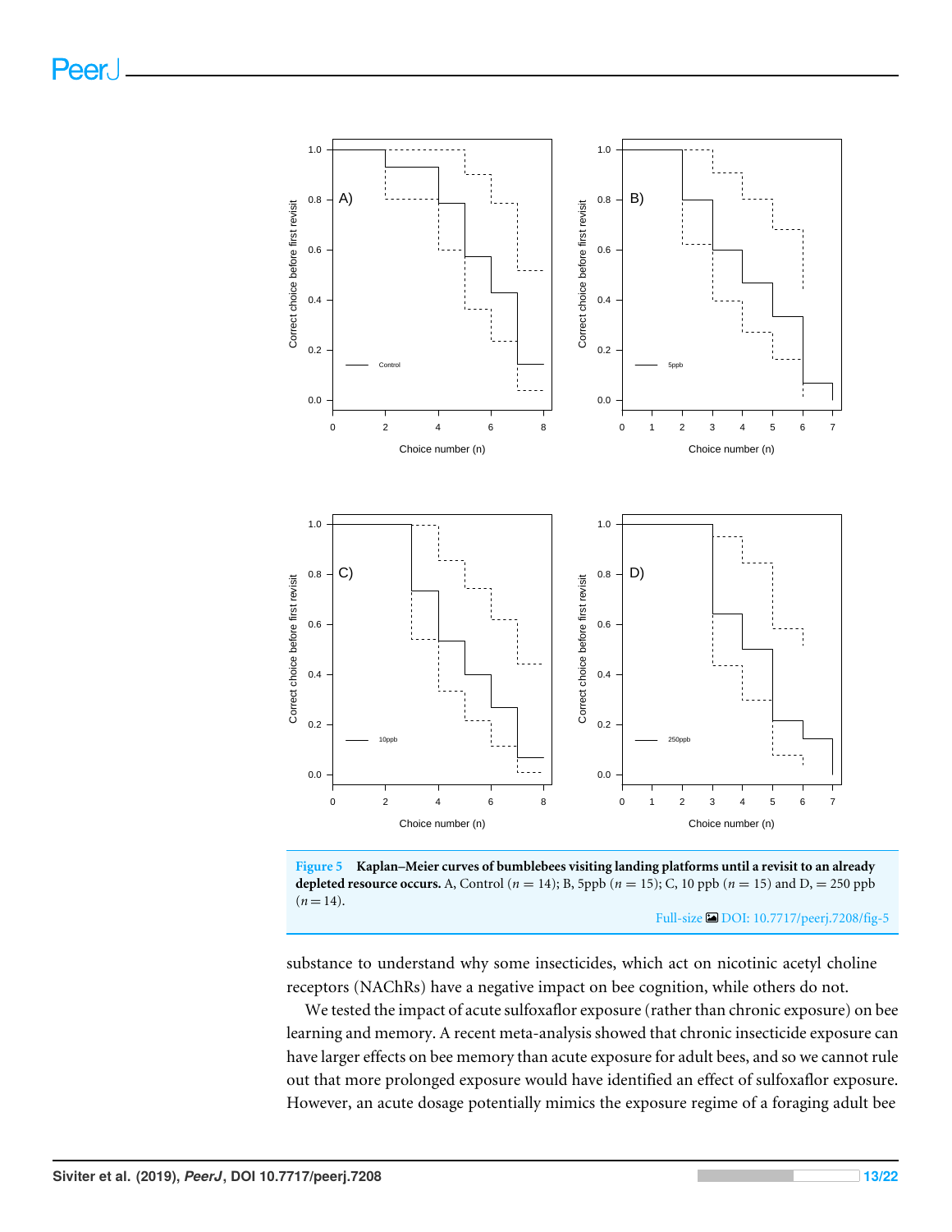**Figure 5 Kaplan–Meier curves of bumblebees visiting landing platforms until a revisit to an already depleted resource occurs.** A, Control ($n = 14$); B, 5ppb ($n = 15$); C, 10 ppb ($n = 15$) and D, = 250 ppb ($n = 14$).

Full-size DOI: 10.7717/peerj.7208/fig-5

substance to understand why some insecticides, which act on nicotinic acetyl choline receptors (NAChRs) have a negative impact on bee cognition, while others do not.

We tested the impact of acute sulfoxaflor exposure (rather than chronic exposure) on bee learning and memory. A recent meta-analysis showed that chronic insecticide exposure can have larger effects on bee memory than acute exposure for adult bees, and so we cannot rule out that more prolonged exposure would have identified an effect of sulfoxaflor exposure. However, an acute dosage potentially mimics the exposure regime of a foraging adult bee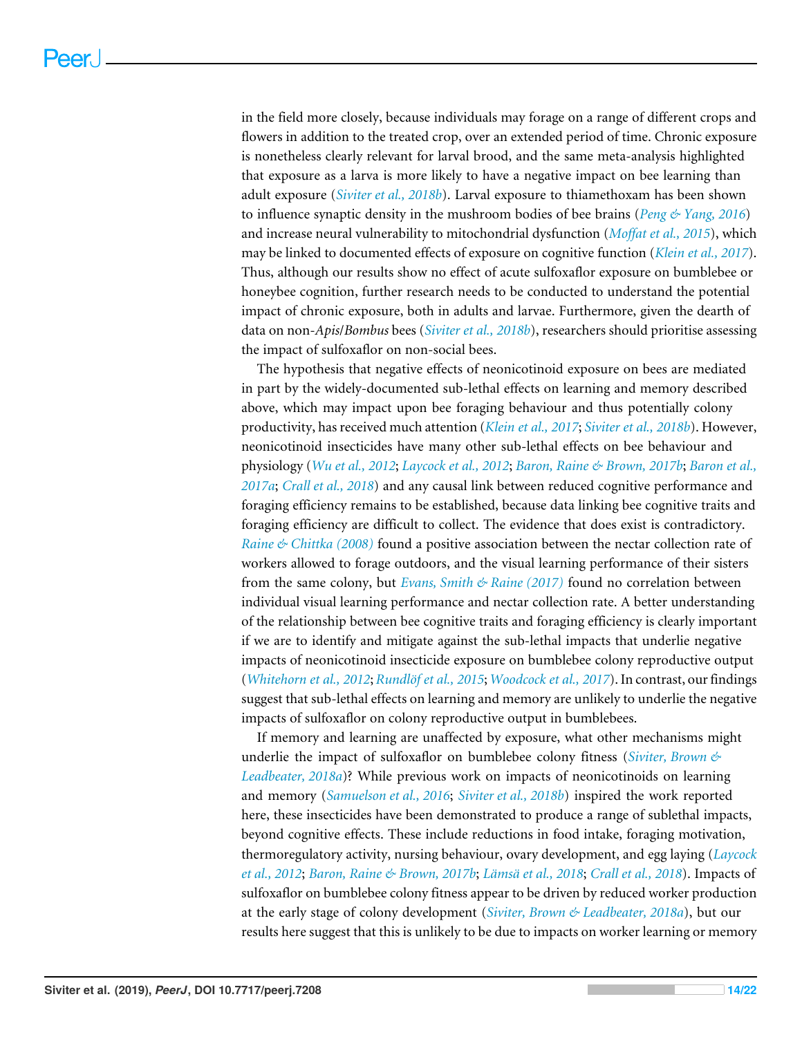in the field more closely, because individuals may forage on a range of different crops and flowers in addition to the treated crop, over an extended period of time. Chronic exposure is nonetheless clearly relevant for larval brood, and the same meta-analysis highlighted that exposure as a larva is more likely to have a negative impact on bee learning than adult exposure (*Siviter et al., 2018b*). Larval exposure to thiamethoxam has been shown to influence synaptic density in the mushroom bodies of bee brains (*Peng & Yang, 2016*) and increase neural vulnerability to mitochondrial dysfunction (*Moffat et al., 2015*), which may be linked to documented effects of exposure on cognitive function (*Klein et al., 2017*). Thus, although our results show no effect of acute sulfoxaflor exposure on bumblebee or honeybee cognition, further research needs to be conducted to understand the potential impact of chronic exposure, both in adults and larvae. Furthermore, given the dearth of data on non-*Apis*/*Bombus* bees (*Siviter et al., 2018b*), researchers should prioritise assessing the impact of sulfoxaflor on non-social bees.

The hypothesis that negative effects of neonicotinoid exposure on bees are mediated in part by the widely-documented sub-lethal effects on learning and memory described above, which may impact upon bee foraging behaviour and thus potentially colony productivity, has received much attention (*Klein et al., 2017*; *Siviter et al., 2018b*). However, neonicotinoid insecticides have many other sub-lethal effects on bee behaviour and physiology (*Wu et al., 2012*; *Laycock et al., 2012*; *Baron, Raine & Brown, 2017b*; *Baron et al., 2017a*; *Crall et al., 2018*) and any causal link between reduced cognitive performance and foraging efficiency remains to be established, because data linking bee cognitive traits and foraging efficiency are difficult to collect. The evidence that does exist is contradictory. *Raine & Chittka (2008)* found a positive association between the nectar collection rate of workers allowed to forage outdoors, and the visual learning performance of their sisters from the same colony, but *Evans, Smith & Raine (2017)* found no correlation between individual visual learning performance and nectar collection rate. A better understanding of the relationship between bee cognitive traits and foraging efficiency is clearly important if we are to identify and mitigate against the sub-lethal impacts that underlie negative impacts of neonicotinoid insecticide exposure on bumblebee colony reproductive output (*Whitehorn et al., 2012*; *Rundlöf et al., 2015*; *Woodcock et al., 2017*). In contrast, our findings suggest that sub-lethal effects on learning and memory are unlikely to underlie the negative impacts of sulfoxaflor on colony reproductive output in bumblebees.

If memory and learning are unaffected by exposure, what other mechanisms might underlie the impact of sulfoxaflor on bumblebee colony fitness (*Siviter, Brown & Leadbeater, 2018a*)? While previous work on impacts of neonicotinoids on learning and memory (*Samuelson et al., 2016*; *Siviter et al., 2018b*) inspired the work reported here, these insecticides have been demonstrated to produce a range of sublethal impacts, beyond cognitive effects. These include reductions in food intake, foraging motivation, thermoregulatory activity, nursing behaviour, ovary development, and egg laying (*Laycock et al., 2012*; *Baron, Raine & Brown, 2017b*; *Lämsä et al., 2018*; *Crall et al., 2018*). Impacts of sulfoxaflor on bumblebee colony fitness appear to be driven by reduced worker production at the early stage of colony development (*Siviter, Brown & Leadbeater, 2018a*), but our results here suggest that this is unlikely to be due to impacts on worker learning or memory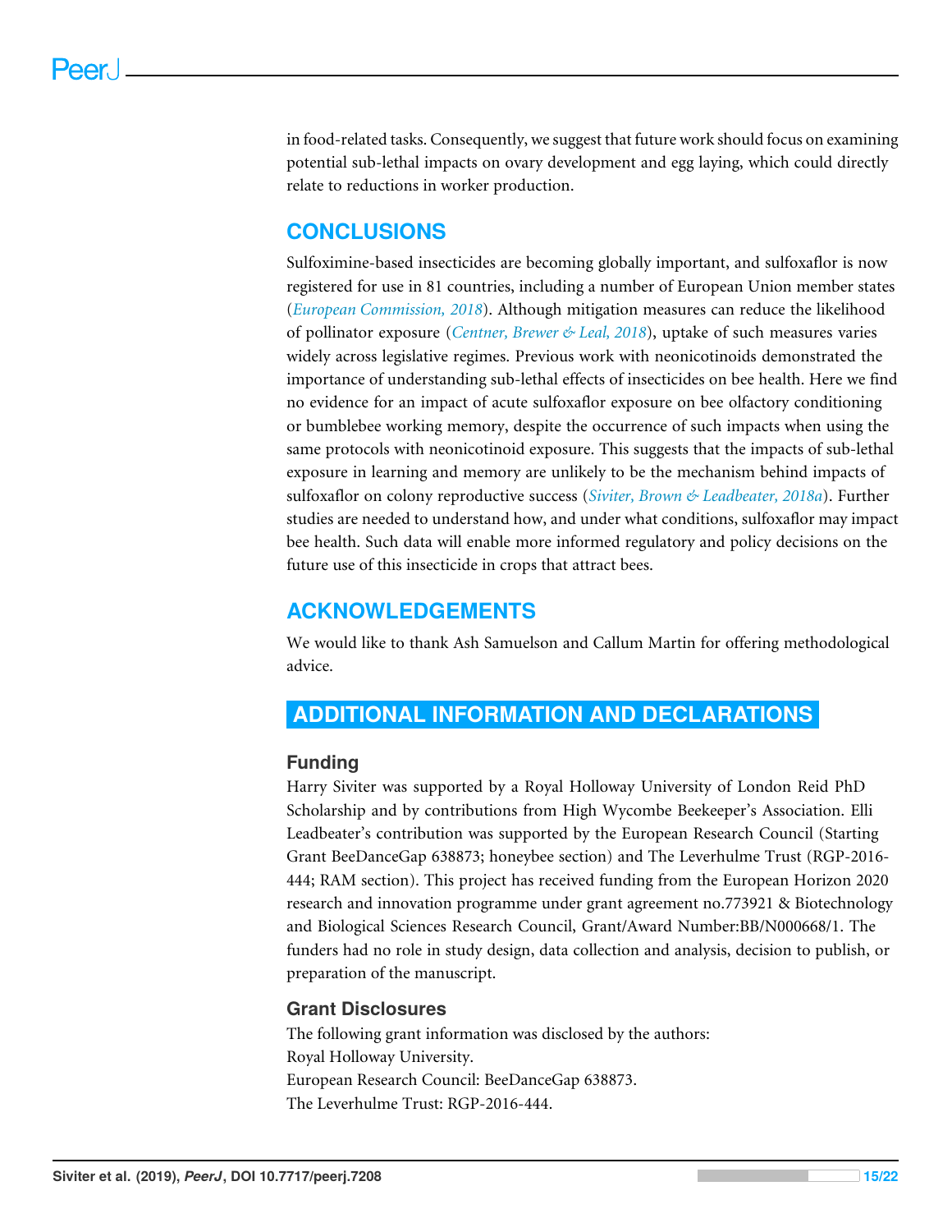in food-related tasks. Consequently, we suggest that future work should focus on examining potential sub-lethal impacts on ovary development and egg laying, which could directly relate to reductions in worker production.

## CONCLUSIONS

Sulfoximine-based insecticides are becoming globally important, and sulfoxaflor is now registered for use in 81 countries, including a number of European Union member states (*European Commission, 2018*). Although mitigation measures can reduce the likelihood of pollinator exposure (*Centner, Brewer & Leal, 2018*), uptake of such measures varies widely across legislative regimes. Previous work with neonicotinoids demonstrated the importance of understanding sub-lethal effects of insecticides on bee health. Here we find no evidence for an impact of acute sulfoxaflor exposure on bee olfactory conditioning or bumblebee working memory, despite the occurrence of such impacts when using the same protocols with neonicotinoid exposure. This suggests that the impacts of sub-lethal exposure in learning and memory are unlikely to be the mechanism behind impacts of sulfoxaflor on colony reproductive success (*Siviter, Brown & Leadbeater, 2018a*). Further studies are needed to understand how, and under what conditions, sulfoxaflor may impact bee health. Such data will enable more informed regulatory and policy decisions on the future use of this insecticide in crops that attract bees.

## ACKNOWLEDGEMENTS

We would like to thank Ash Samuelson and Callum Martin for offering methodological advice.

## ADDITIONAL INFORMATION AND DECLARATIONS

### Funding

Harry Siviter was supported by a Royal Holloway University of London Reid PhD Scholarship and by contributions from High Wycombe Beekeeper's Association. Elli Leadbeater's contribution was supported by the European Research Council (Starting Grant BeeDanceGap 638873; honeybee section) and The Leverhulme Trust (RGP-2016-444; RAM section). This project has received funding from the European Horizon 2020 research and innovation programme under grant agreement no.773921 & Biotechnology and Biological Sciences Research Council, Grant/Award Number:BB/N000668/1. The funders had no role in study design, data collection and analysis, decision to publish, or preparation of the manuscript.

### Grant Disclosures

The following grant information was disclosed by the authors:
Royal Holloway University.
European Research Council: BeeDanceGap 638873.
The Leverhulme Trust: RGP-2016-444.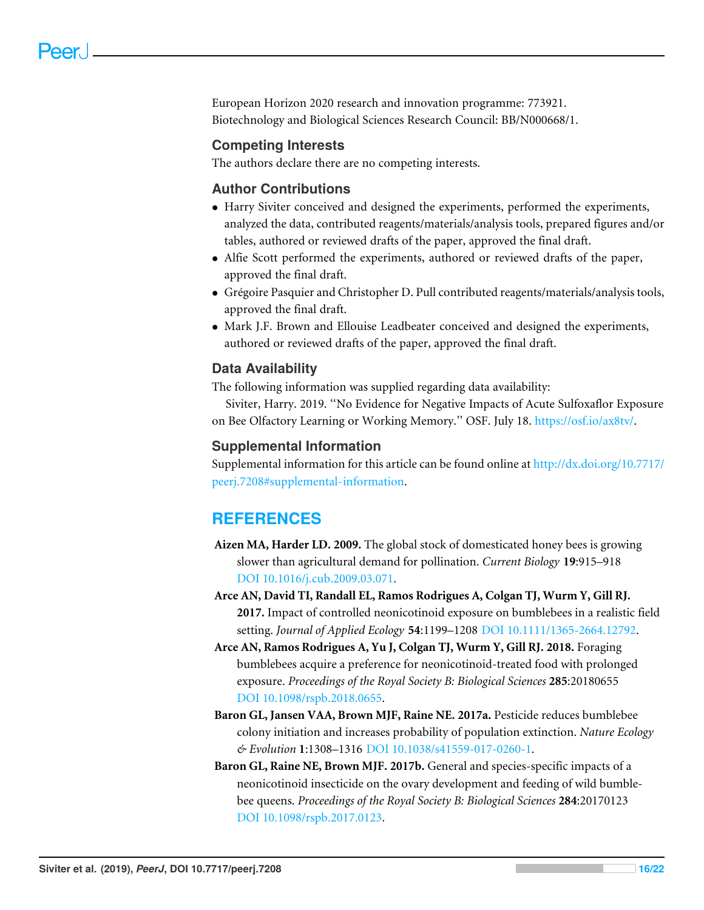European Horizon 2020 research and innovation programme: 773921.
Biotechnology and Biological Sciences Research Council: BB/N000668/1.

## Competing Interests

The authors declare there are no competing interests.

## Author Contributions

- Harry Siviter conceived and designed the experiments, performed the experiments, analyzed the data, contributed reagents/materials/analysis tools, prepared figures and/or tables, authored or reviewed drafts of the paper, approved the final draft.
- Alfie Scott performed the experiments, authored or reviewed drafts of the paper, approved the final draft.
- Grégoire Pasquier and Christopher D. Pull contributed reagents/materials/analysis tools, approved the final draft.
- Mark J.F. Brown and Ellouise Leadbeater conceived and designed the experiments, authored or reviewed drafts of the paper, approved the final draft.

## Data Availability

The following information was supplied regarding data availability:

Siviter, Harry. 2019. "No Evidence for Negative Impacts of Acute Sulfoxaflor Exposure on Bee Olfactory Learning or Working Memory." OSF. July 18. https://osf.io/ax8tv/.

## Supplemental Information

Supplemental information for this article can be found online at http://dx.doi.org/10.7717/peerj.7208#supplemental-information.

# REFERENCES

**Aizen MA, Harder LD. 2009.** The global stock of domesticated honey bees is growing slower than agricultural demand for pollination. *Current Biology* **19**:915–918 DOI 10.1016/j.cub.2009.03.071.

**Arce AN, David TI, Randall EL, Ramos Rodrigues A, Colgan TJ, Wurm Y, Gill RJ. 2017.** Impact of controlled neonicotinoid exposure on bumblebees in a realistic field setting. *Journal of Applied Ecology* **54**:1199–1208 DOI 10.1111/1365-2664.12792.

**Arce AN, Ramos Rodrigues A, Yu J, Colgan TJ, Wurm Y, Gill RJ. 2018.** Foraging bumblebees acquire a preference for neonicotinoid-treated food with prolonged exposure. *Proceedings of the Royal Society B: Biological Sciences* **285**:20180655 DOI 10.1098/rspb.2018.0655.

**Baron GL, Jansen VAA, Brown MJF, Raine NE. 2017a.** Pesticide reduces bumblebee colony initiation and increases probability of population extinction. *Nature Ecology & Evolution* **1**:1308–1316 DOI 10.1038/s41559-017-0260-1.

**Baron GL, Raine NE, Brown MJF. 2017b.** General and species-specific impacts of a neonicotinoid insecticide on the ovary development and feeding of wild bumblebee queens. *Proceedings of the Royal Society B: Biological Sciences* **284**:20170123 DOI 10.1098/rspb.2017.0123.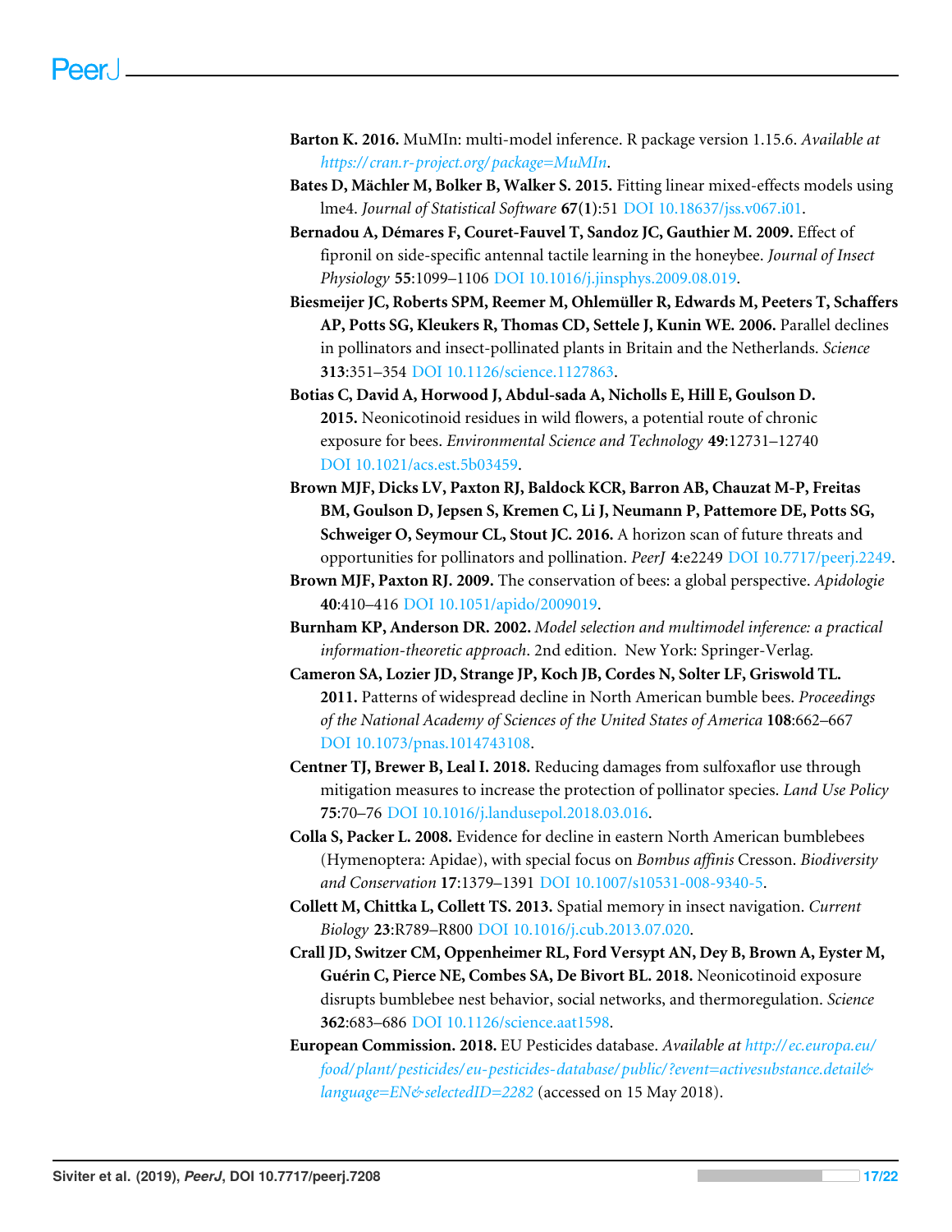**Barton K. 2016.** MuMIn: multi-model inference. R package version 1.15.6. *Available at https://cran.r-project.org/package=MuMIn*.

**Bates D, Mächler M, Bolker B, Walker S. 2015.** Fitting linear mixed-effects models using lme4. *Journal of Statistical Software* **67(1)**:51 DOI 10.18637/jss.v067.i01.

**Bernadou A, Démares F, Couret-Fauvel T, Sandoz JC, Gauthier M. 2009.** Effect of fipronil on side-specific antennal tactile learning in the honeybee. *Journal of Insect Physiology* **55**:1099–1106 DOI 10.1016/j.jinsphys.2009.08.019.

**Biesmeijer JC, Roberts SPM, Reemer M, Ohlemüller R, Edwards M, Peeters T, Schaffers AP, Potts SG, Kleukers R, Thomas CD, Settele J, Kunin WE. 2006.** Parallel declines in pollinators and insect-pollinated plants in Britain and the Netherlands. *Science* **313**:351–354 DOI 10.1126/science.1127863.

**Botias C, David A, Horwood J, Abdul-sada A, Nicholls E, Hill E, Goulson D. 2015.** Neonicotinoid residues in wild flowers, a potential route of chronic exposure for bees. *Environmental Science and Technology* **49**:12731–12740 DOI 10.1021/acs.est.5b03459.

**Brown MJF, Dicks LV, Paxton RJ, Baldock KCR, Barron AB, Chauzat M-P, Freitas BM, Goulson D, Jepsen S, Kremen C, Li J, Neumann P, Pattemore DE, Potts SG, Schweiger O, Seymour CL, Stout JC. 2016.** A horizon scan of future threats and opportunities for pollinators and pollination. *PeerJ* **4**:e2249 DOI 10.7717/peerj.2249.

**Brown MJF, Paxton RJ. 2009.** The conservation of bees: a global perspective. *Apidologie* **40**:410–416 DOI 10.1051/apido/2009019.

**Burnham KP, Anderson DR. 2002.** *Model selection and multimodel inference: a practical information-theoretic approach*. 2nd edition. New York: Springer-Verlag.

**Cameron SA, Lozier JD, Strange JP, Koch JB, Cordes N, Solter LF, Griswold TL. 2011.** Patterns of widespread decline in North American bumble bees. *Proceedings of the National Academy of Sciences of the United States of America* **108**:662–667 DOI 10.1073/pnas.1014743108.

**Centner TJ, Brewer B, Leal I. 2018.** Reducing damages from sulfoxaflor use through mitigation measures to increase the protection of pollinator species. *Land Use Policy* **75**:70–76 DOI 10.1016/j.landusepol.2018.03.016.

**Colla S, Packer L. 2008.** Evidence for decline in eastern North American bumblebees (Hymenoptera: Apidae), with special focus on *Bombus affinis* Cresson. *Biodiversity and Conservation* **17**:1379–1391 DOI 10.1007/s10531-008-9340-5.

**Collett M, Chittka L, Collett TS. 2013.** Spatial memory in insect navigation. *Current Biology* **23**:R789–R800 DOI 10.1016/j.cub.2013.07.020.

**Crall JD, Switzer CM, Oppenheimer RL, Ford Versypt AN, Dey B, Brown A, Eyster M, Guérin C, Pierce NE, Combes SA, De Bivort BL. 2018.** Neonicotinoid exposure disrupts bumblebee nest behavior, social networks, and thermoregulation. *Science* **362**:683–686 DOI 10.1126/science.aat1598.

**European Commission. 2018.** EU Pesticides database. *Available at http://ec.europa.eu/food/plant/pesticides/eu-pesticides-database/public/?event=activesubstance.detail&language=EN&selectedID=2282* (accessed on 15 May 2018).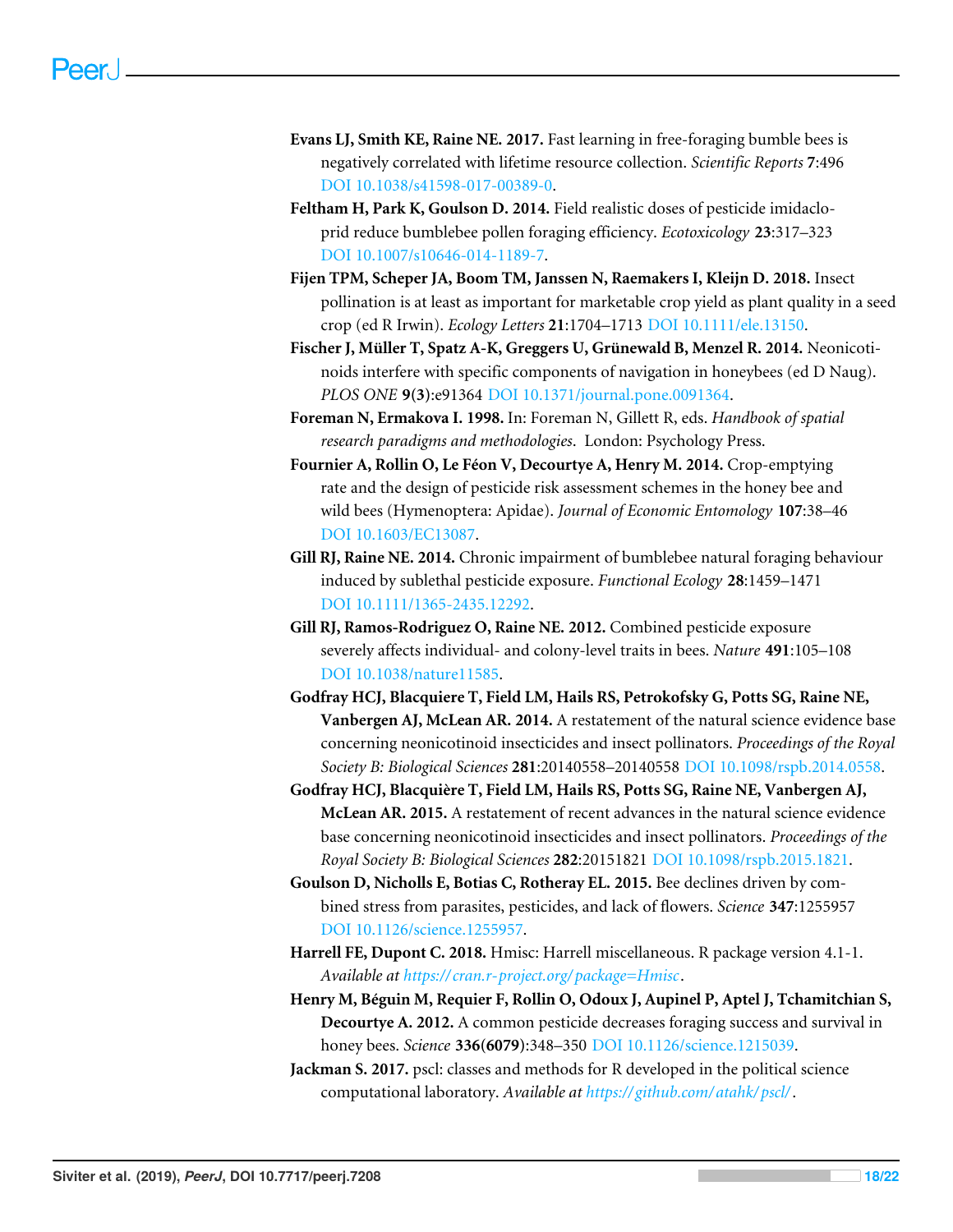**Evans LJ, Smith KE, Raine NE. 2017.** Fast learning in free-foraging bumble bees is negatively correlated with lifetime resource collection. *Scientific Reports* **7**:496 DOI 10.1038/s41598-017-00389-0.

**Feltham H, Park K, Goulson D. 2014.** Field realistic doses of pesticide imidacloprid reduce bumblebee pollen foraging efficiency. *Ecotoxicology* **23**:317–323 DOI 10.1007/s10646-014-1189-7.

**Fijen TPM, Scheper JA, Boom TM, Janssen N, Raemakers I, Kleijn D. 2018.** Insect pollination is at least as important for marketable crop yield as plant quality in a seed crop (ed R Irwin). *Ecology Letters* **21**:1704–1713 DOI 10.1111/ele.13150.

**Fischer J, Müller T, Spatz A-K, Greggers U, Grünewald B, Menzel R. 2014.** Neonicotinoids interfere with specific components of navigation in honeybees (ed D Naug). *PLOS ONE* **9(3)**:e91364 DOI 10.1371/journal.pone.0091364.

**Foreman N, Ermakova I. 1998.** In: Foreman N, Gillett R, eds. *Handbook of spatial research paradigms and methodologies*. London: Psychology Press.

**Fournier A, Rollin O, Le Féon V, Decourtye A, Henry M. 2014.** Crop-emptying rate and the design of pesticide risk assessment schemes in the honey bee and wild bees (Hymenoptera: Apidae). *Journal of Economic Entomology* **107**:38–46 DOI 10.1603/EC13087.

**Gill RJ, Raine NE. 2014.** Chronic impairment of bumblebee natural foraging behaviour induced by sublethal pesticide exposure. *Functional Ecology* **28**:1459–1471 DOI 10.1111/1365-2435.12292.

**Gill RJ, Ramos-Rodriguez O, Raine NE. 2012.** Combined pesticide exposure severely affects individual- and colony-level traits in bees. *Nature* **491**:105–108 DOI 10.1038/nature11585.

**Godfray HCJ, Blacquiere T, Field LM, Hails RS, Petrokofsky G, Potts SG, Raine NE, Vanbergen AJ, McLean AR. 2014.** A restatement of the natural science evidence base concerning neonicotinoid insecticides and insect pollinators. *Proceedings of the Royal Society B: Biological Sciences* **281**:20140558–20140558 DOI 10.1098/rspb.2014.0558.

**Godfray HCJ, Blacquière T, Field LM, Hails RS, Potts SG, Raine NE, Vanbergen AJ, McLean AR. 2015.** A restatement of recent advances in the natural science evidence base concerning neonicotinoid insecticides and insect pollinators. *Proceedings of the Royal Society B: Biological Sciences* **282**:20151821 DOI 10.1098/rspb.2015.1821.

**Goulson D, Nicholls E, Botias C, Rotheray EL. 2015.** Bee declines driven by combined stress from parasites, pesticides, and lack of flowers. *Science* **347**:1255957 DOI 10.1126/science.1255957.

**Harrell FE, Dupont C. 2018.** Hmisc: Harrell miscellaneous. R package version 4.1-1. *Available at https://cran.r-project.org/package=Hmisc*.

**Henry M, Béguin M, Requier F, Rollin O, Odoux J, Aupinel P, Aptel J, Tchamitchian S, Decourtye A. 2012.** A common pesticide decreases foraging success and survival in honey bees. *Science* **336(6079)**:348–350 DOI 10.1126/science.1215039.

**Jackman S. 2017.** pscl: classes and methods for R developed in the political science computational laboratory. *Available at https://github.com/atahk/pscl/*.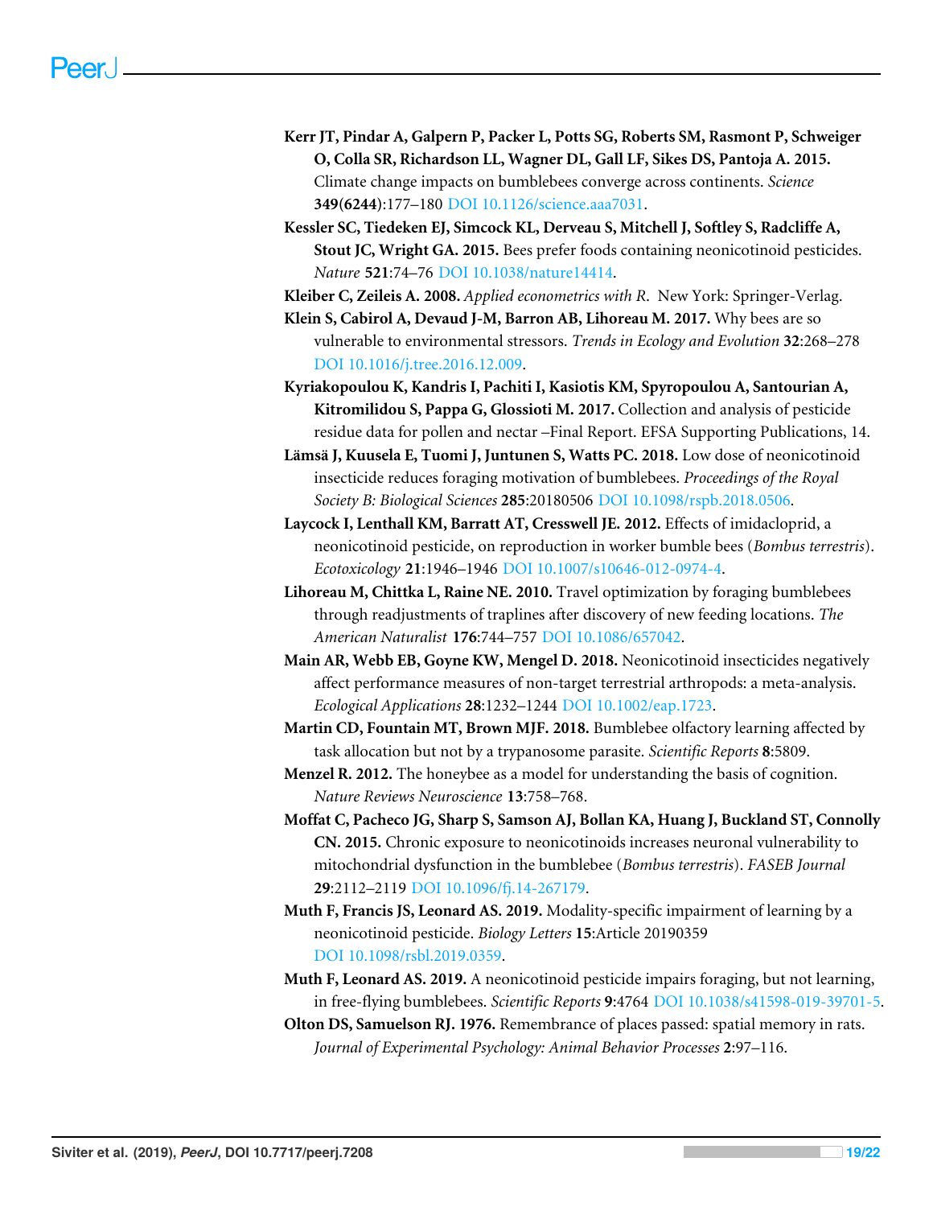**Kerr JT, Pindar A, Galpern P, Packer L, Potts SG, Roberts SM, Rasmont P, Schweiger O, Colla SR, Richardson LL, Wagner DL, Gall LF, Sikes DS, Pantoja A. 2015.** Climate change impacts on bumblebees converge across continents. *Science* **349(6244)**:177–180 DOI 10.1126/science.aaa7031.

**Kessler SC, Tiedeken EJ, Simcock KL, Derveau S, Mitchell J, Softley S, Radcliffe A, Stout JC, Wright GA. 2015.** Bees prefer foods containing neonicotinoid pesticides. *Nature* **521**:74–76 DOI 10.1038/nature14414.

**Kleiber C, Zeileis A. 2008.** *Applied econometrics with R*. New York: Springer-Verlag.

**Klein S, Cabirol A, Devaud J-M, Barron AB, Lihoreau M. 2017.** Why bees are so vulnerable to environmental stressors. *Trends in Ecology and Evolution* **32**:268–278 DOI 10.1016/j.tree.2016.12.009.

**Kyriakopoulou K, Kandris I, Pachiti I, Kasiotis KM, Spyropoulou A, Santourian A, Kitromilidou S, Pappa G, Glossioti M. 2017.** Collection and analysis of pesticide residue data for pollen and nectar –Final Report. EFSA Supporting Publications, 14.

**Lämsä J, Kuusela E, Tuomi J, Juntunen S, Watts PC. 2018.** Low dose of neonicotinoid insecticide reduces foraging motivation of bumblebees. *Proceedings of the Royal Society B: Biological Sciences* **285**:20180506 DOI 10.1098/rspb.2018.0506.

**Laycock I, Lenthall KM, Barratt AT, Cresswell JE. 2012.** Effects of imidacloprid, a neonicotinoid pesticide, on reproduction in worker bumble bees (*Bombus terrestris*). *Ecotoxicology* **21**:1946–1946 DOI 10.1007/s10646-012-0974-4.

**Lihoreau M, Chittka L, Raine NE. 2010.** Travel optimization by foraging bumblebees through readjustments of traplines after discovery of new feeding locations. *The American Naturalist* **176**:744–757 DOI 10.1086/657042.

**Main AR, Webb EB, Goyne KW, Mengel D. 2018.** Neonicotinoid insecticides negatively affect performance measures of non-target terrestrial arthropods: a meta-analysis. *Ecological Applications* **28**:1232–1244 DOI 10.1002/eap.1723.

**Martin CD, Fountain MT, Brown MJF. 2018.** Bumblebee olfactory learning affected by task allocation but not by a trypanosome parasite. *Scientific Reports* **8**:5809.

**Menzel R. 2012.** The honeybee as a model for understanding the basis of cognition. *Nature Reviews Neuroscience* **13**:758–768.

**Moffat C, Pacheco JG, Sharp S, Samson AJ, Bollan KA, Huang J, Buckland ST, Connolly CN. 2015.** Chronic exposure to neonicotinoids increases neuronal vulnerability to mitochondrial dysfunction in the bumblebee (*Bombus terrestris*). *FASEB Journal* **29**:2112–2119 DOI 10.1096/fj.14-267179.

**Muth F, Francis JS, Leonard AS. 2019.** Modality-specific impairment of learning by a neonicotinoid pesticide. *Biology Letters* **15**:Article 20190359 DOI 10.1098/rsbl.2019.0359.

**Muth F, Leonard AS. 2019.** A neonicotinoid pesticide impairs foraging, but not learning, in free-flying bumblebees. *Scientific Reports* **9**:4764 DOI 10.1038/s41598-019-39701-5.

**Olton DS, Samuelson RJ. 1976.** Remembrance of places passed: spatial memory in rats. *Journal of Experimental Psychology: Animal Behavior Processes* **2**:97–116.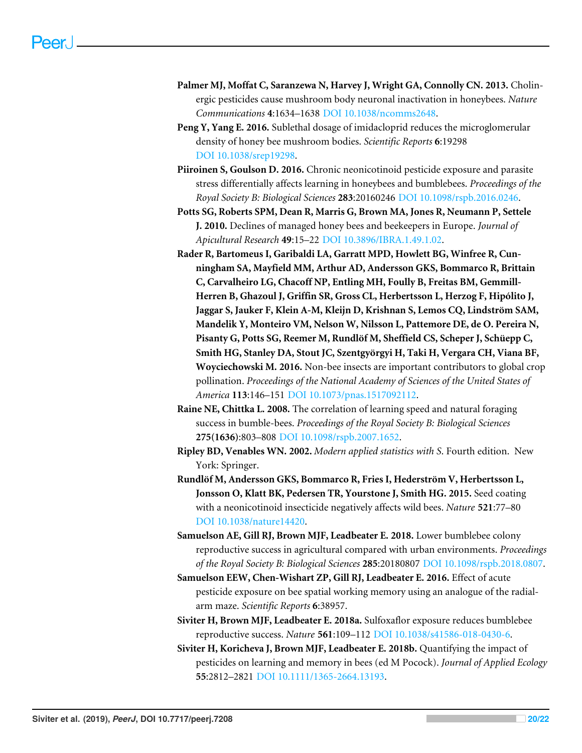**Palmer MJ, Moffat C, Saranzewa N, Harvey J, Wright GA, Connolly CN. 2013.** Cholinergic pesticides cause mushroom body neuronal inactivation in honeybees. *Nature Communications* **4**:1634–1638 DOI 10.1038/ncomms2648.

**Peng Y, Yang E. 2016.** Sublethal dosage of imidacloprid reduces the microglomerular density of honey bee mushroom bodies. *Scientific Reports* **6**:19298 DOI 10.1038/srep19298.

**Piiroinen S, Goulson D. 2016.** Chronic neonicotinoid pesticide exposure and parasite stress differentially affects learning in honeybees and bumblebees. *Proceedings of the Royal Society B: Biological Sciences* **283**:20160246 DOI 10.1098/rspb.2016.0246.

**Potts SG, Roberts SPM, Dean R, Marris G, Brown MA, Jones R, Neumann P, Settele J. 2010.** Declines of managed honey bees and beekeepers in Europe. *Journal of Apicultural Research* **49**:15–22 DOI 10.3896/IBRA.1.49.1.02.

**Rader R, Bartomeus I, Garibaldi LA, Garratt MPD, Howlett BG, Winfree R, Cunningham SA, Mayfield MM, Arthur AD, Andersson GKS, Bommarco R, Brittain C, Carvalheiro LG, Chacoff NP, Entling MH, Foully B, Freitas BM, Gemmill-Herren B, Ghazoul J, Griffin SR, Gross CL, Herbertsson L, Herzog F, Hipólito J, Jaggar S, Jauker F, Klein A-M, Kleijn D, Krishnan S, Lemos CQ, Lindström SAM, Mandelik Y, Monteiro VM, Nelson W, Nilsson L, Pattemore DE, de O. Pereira N, Pisanty G, Potts SG, Reemer M, Rundlöf M, Sheffield CS, Scheper J, Schüepp C, Smith HG, Stanley DA, Stout JC, Szentgyörgyi H, Taki H, Vergara CH, Viana BF, Woyciechowski M. 2016.** Non-bee insects are important contributors to global crop pollination. *Proceedings of the National Academy of Sciences of the United States of America* **113**:146–151 DOI 10.1073/pnas.1517092112.

**Raine NE, Chittka L. 2008.** The correlation of learning speed and natural foraging success in bumble-bees. *Proceedings of the Royal Society B: Biological Sciences* **275(1636)**:803–808 DOI 10.1098/rspb.2007.1652.

**Ripley BD, Venables WN. 2002.** *Modern applied statistics with S*. Fourth edition. New York: Springer.

**Rundlöf M, Andersson GKS, Bommarco R, Fries I, Hederström V, Herbertsson L, Jonsson O, Klatt BK, Pedersen TR, Yourstone J, Smith HG. 2015.** Seed coating with a neonicotinoid insecticide negatively affects wild bees. *Nature* **521**:77–80 DOI 10.1038/nature14420.

**Samuelson AE, Gill RJ, Brown MJF, Leadbeater E. 2018.** Lower bumblebee colony reproductive success in agricultural compared with urban environments. *Proceedings of the Royal Society B: Biological Sciences* **285**:20180807 DOI 10.1098/rspb.2018.0807.

**Samuelson EEW, Chen-Wishart ZP, Gill RJ, Leadbeater E. 2016.** Effect of acute pesticide exposure on bee spatial working memory using an analogue of the radial-arm maze. *Scientific Reports* **6**:38957.

**Siviter H, Brown MJF, Leadbeater E. 2018a.** Sulfoxaflor exposure reduces bumblebee reproductive success. *Nature* **561**:109–112 DOI 10.1038/s41586-018-0430-6.

**Siviter H, Koricheva J, Brown MJF, Leadbeater E. 2018b.** Quantifying the impact of pesticides on learning and memory in bees (ed M Pocock). *Journal of Applied Ecology* **55**:2812–2821 DOI 10.1111/1365-2664.13193.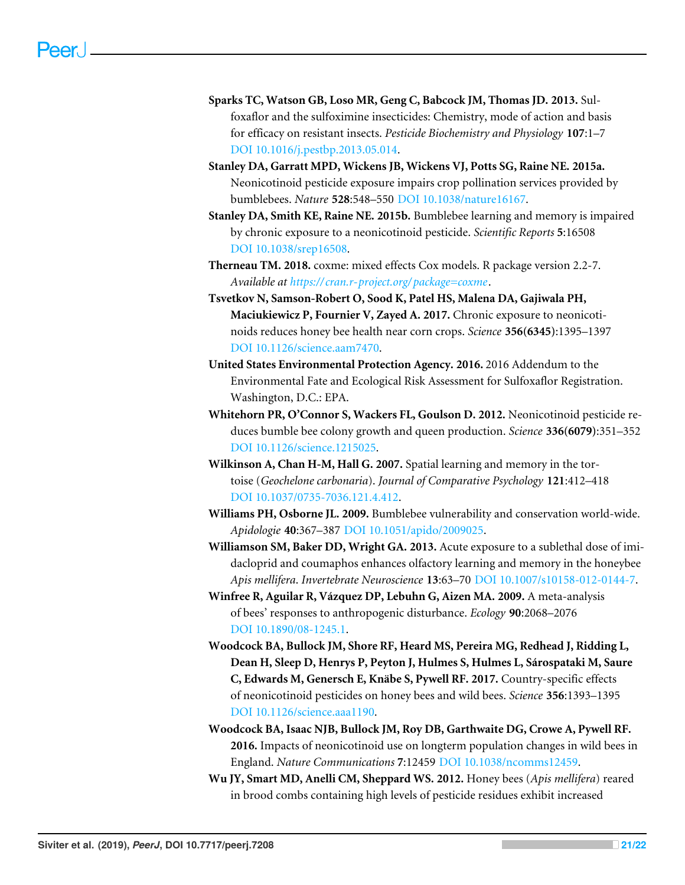**Sparks TC, Watson GB, Loso MR, Geng C, Babcock JM, Thomas JD. 2013.** Sulfoxaflor and the sulfoximine insecticides: Chemistry, mode of action and basis for efficacy on resistant insects. *Pesticide Biochemistry and Physiology* **107**:1–7 DOI 10.1016/j.pestbp.2013.05.014.

**Stanley DA, Garratt MPD, Wickens JB, Wickens VJ, Potts SG, Raine NE. 2015a.** Neonicotinoid pesticide exposure impairs crop pollination services provided by bumblebees. *Nature* **528**:548–550 DOI 10.1038/nature16167.

**Stanley DA, Smith KE, Raine NE. 2015b.** Bumblebee learning and memory is impaired by chronic exposure to a neonicotinoid pesticide. *Scientific Reports* **5**:16508 DOI 10.1038/srep16508.

**Therneau TM. 2018.** coxme: mixed effects Cox models. R package version 2.2-7. *Available at https://cran.r-project.org/package=coxme*.

**Tsvetkov N, Samson-Robert O, Sood K, Patel HS, Malena DA, Gajiwala PH, Maciukiewicz P, Fournier V, Zayed A. 2017.** Chronic exposure to neonicotinoids reduces honey bee health near corn crops. *Science* **356(6345)**:1395–1397 DOI 10.1126/science.aam7470.

**United States Environmental Protection Agency. 2016.** 2016 Addendum to the Environmental Fate and Ecological Risk Assessment for Sulfoxaflor Registration. Washington, D.C.: EPA.

**Whitehorn PR, O'Connor S, Wackers FL, Goulson D. 2012.** Neonicotinoid pesticide reduces bumble bee colony growth and queen production. *Science* **336(6079)**:351–352 DOI 10.1126/science.1215025.

**Wilkinson A, Chan H-M, Hall G. 2007.** Spatial learning and memory in the tortoise (*Geochelone carbonaria*). *Journal of Comparative Psychology* **121**:412–418 DOI 10.1037/0735-7036.121.4.412.

**Williams PH, Osborne JL. 2009.** Bumblebee vulnerability and conservation world-wide. *Apidologie* **40**:367–387 DOI 10.1051/apido/2009025.

**Williamson SM, Baker DD, Wright GA. 2013.** Acute exposure to a sublethal dose of imidacloprid and coumaphos enhances olfactory learning and memory in the honeybee *Apis mellifera*. *Invertebrate Neuroscience* **13**:63–70 DOI 10.1007/s10158-012-0144-7.

**Winfree R, Aguilar R, Vázquez DP, Lebuhn G, Aizen MA. 2009.** A meta-analysis of bees' responses to anthropogenic disturbance. *Ecology* **90**:2068–2076 DOI 10.1890/08-1245.1.

**Woodcock BA, Bullock JM, Shore RF, Heard MS, Pereira MG, Redhead J, Ridding L, Dean H, Sleep D, Henrys P, Peyton J, Hulmes S, Hulmes L, Sárospataki M, Saure C, Edwards M, Genersch E, Knäbe S, Pywell RF. 2017.** Country-specific effects of neonicotinoid pesticides on honey bees and wild bees. *Science* **356**:1393–1395 DOI 10.1126/science.aaa1190.

**Woodcock BA, Isaac NJB, Bullock JM, Roy DB, Garthwaite DG, Crowe A, Pywell RF. 2016.** Impacts of neonicotinoid use on longterm population changes in wild bees in England. *Nature Communications* **7**:12459 DOI 10.1038/ncomms12459.

**Wu JY, Smart MD, Anelli CM, Sheppard WS. 2012.** Honey bees (*Apis mellifera*) reared in brood combs containing high levels of pesticide residues exhibit increased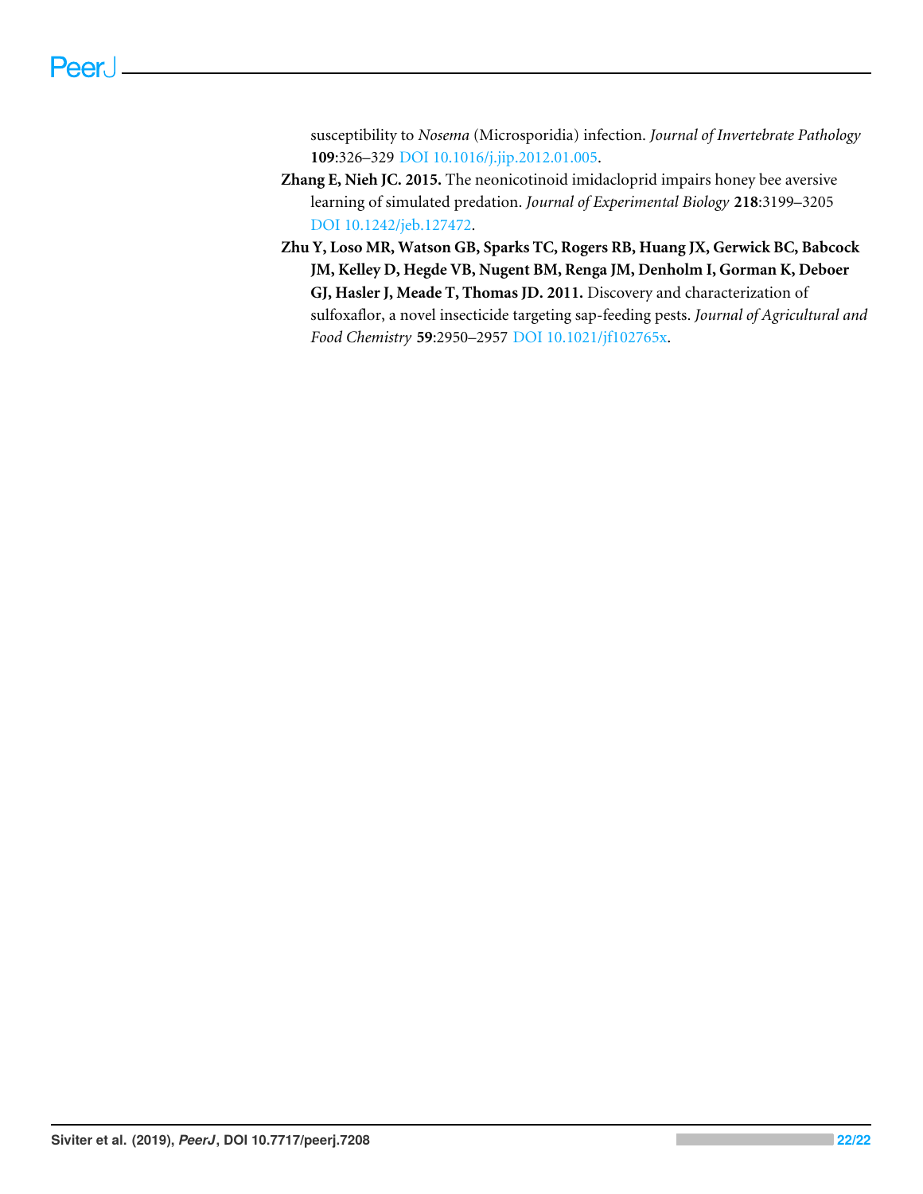susceptibility to *Nosema* (Microsporidia) infection. *Journal of Invertebrate Pathology* **109**:326–329 DOI 10.1016/j.jip.2012.01.005.

**Zhang E, Nieh JC. 2015.** The neonicotinoid imidacloprid impairs honey bee aversive learning of simulated predation. *Journal of Experimental Biology* **218**:3199–3205 DOI 10.1242/jeb.127472.

**Zhu Y, Loso MR, Watson GB, Sparks TC, Rogers RB, Huang JX, Gerwick BC, Babcock JM, Kelley D, Hegde VB, Nugent BM, Renga JM, Denholm I, Gorman K, Deboer GJ, Hasler J, Meade T, Thomas JD. 2011.** Discovery and characterization of sulfoxaflor, a novel insecticide targeting sap-feeding pests. *Journal of Agricultural and Food Chemistry* **59**:2950–2957 DOI 10.1021/jf102765x.